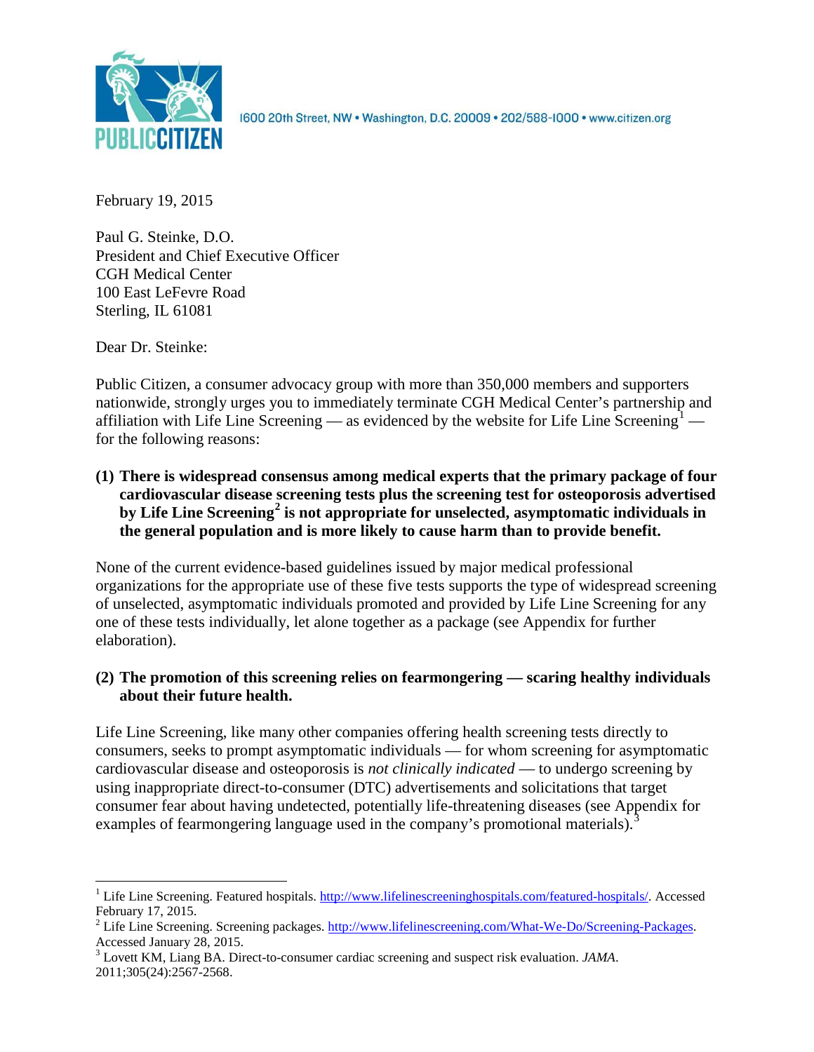PUBLIC CITIZEN

1600 20th Street, NW • Washington, D.C. 20009 • 202/588-1000 • www.citizen.org

February 19, 2015

Paul G. Steinke, D.O.
President and Chief Executive Officer
CGH Medical Center
100 East LeFevre Road
Sterling, IL 61081

Dear Dr. Steinke:

Public Citizen, a consumer advocacy group with more than 350,000 members and supporters nationwide, strongly urges you to immediately terminate CGH Medical Center's partnership and affiliation with Life Line Screening — as evidenced by the website for Life Line Screening[1] — for the following reasons:

**(1) There is widespread consensus among medical experts that the primary package of four cardiovascular disease screening tests plus the screening test for osteoporosis advertised by Life Line Screening[2] is not appropriate for unselected, asymptomatic individuals in the general population and is more likely to cause harm than to provide benefit.**

None of the current evidence-based guidelines issued by major medical professional organizations for the appropriate use of these five tests supports the type of widespread screening of unselected, asymptomatic individuals promoted and provided by Life Line Screening for any one of these tests individually, let alone together as a package (see Appendix for further elaboration).

**(2) The promotion of this screening relies on fearmongering — scaring healthy individuals about their future health.**

Life Line Screening, like many other companies offering health screening tests directly to consumers, seeks to prompt asymptomatic individuals — for whom screening for asymptomatic cardiovascular disease and osteoporosis is *not clinically indicated* — to undergo screening by using inappropriate direct-to-consumer (DTC) advertisements and solicitations that target consumer fear about having undetected, potentially life-threatening diseases (see Appendix for examples of fearmongering language used in the company's promotional materials).[3]

---

[1] Life Line Screening. Featured hospitals. http://www.lifelinescreeninghospitals.com/featured-hospitals/. Accessed February 17, 2015.

[2] Life Line Screening. Screening packages. http://www.lifelinescreening.com/What-We-Do/Screening-Packages. Accessed January 28, 2015.

[3] Lovett KM, Liang BA. Direct-to-consumer cardiac screening and suspect risk evaluation. *JAMA*. 2011;305(24):2567-2568.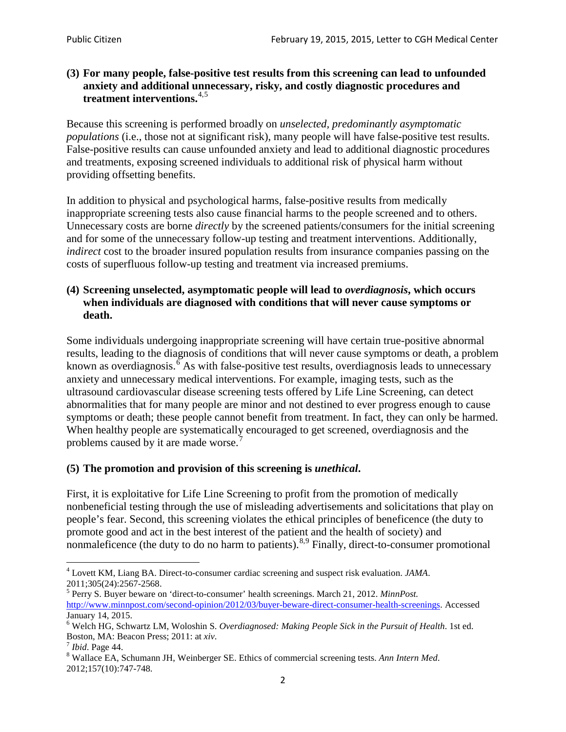**(3) For many people, false-positive test results from this screening can lead to unfounded anxiety and additional unnecessary, risky, and costly diagnostic procedures and treatment interventions.**[4,5]

Because this screening is performed broadly on *unselected, predominantly asymptomatic populations* (i.e., those not at significant risk), many people will have false-positive test results. False-positive results can cause unfounded anxiety and lead to additional diagnostic procedures and treatments, exposing screened individuals to additional risk of physical harm without providing offsetting benefits.

In addition to physical and psychological harms, false-positive results from medically inappropriate screening tests also cause financial harms to the people screened and to others. Unnecessary costs are borne *directly* by the screened patients/consumers for the initial screening and for some of the unnecessary follow-up testing and treatment interventions. Additionally, *indirect* cost to the broader insured population results from insurance companies passing on the costs of superfluous follow-up testing and treatment via increased premiums.

**(4) Screening unselected, asymptomatic people will lead to *overdiagnosis*, which occurs when individuals are diagnosed with conditions that will never cause symptoms or death.**

Some individuals undergoing inappropriate screening will have certain true-positive abnormal results, leading to the diagnosis of conditions that will never cause symptoms or death, a problem known as overdiagnosis.[6] As with false-positive test results, overdiagnosis leads to unnecessary anxiety and unnecessary medical interventions. For example, imaging tests, such as the ultrasound cardiovascular disease screening tests offered by Life Line Screening, can detect abnormalities that for many people are minor and not destined to ever progress enough to cause symptoms or death; these people cannot benefit from treatment. In fact, they can only be harmed. When healthy people are systematically encouraged to get screened, overdiagnosis and the problems caused by it are made worse.[7]

**(5) The promotion and provision of this screening is *unethical*.**

First, it is exploitative for Life Line Screening to profit from the promotion of medically nonbeneficial testing through the use of misleading advertisements and solicitations that play on people's fear. Second, this screening violates the ethical principles of beneficence (the duty to promote good and act in the best interest of the patient and the health of society) and nonmaleficence (the duty to do no harm to patients).[8,9] Finally, direct-to-consumer promotional

---

[4] Lovett KM, Liang BA. Direct-to-consumer cardiac screening and suspect risk evaluation. *JAMA*. 2011;305(24):2567-2568.

[5] Perry S. Buyer beware on 'direct-to-consumer' health screenings. March 21, 2012. *MinnPost.* http://www.minnpost.com/second-opinion/2012/03/buyer-beware-direct-consumer-health-screenings. Accessed January 14, 2015.

[6] Welch HG, Schwartz LM, Woloshin S. *Overdiagnosed: Making People Sick in the Pursuit of Health*. 1st ed. Boston, MA: Beacon Press; 2011: at *xiv*.

[7] *Ibid*. Page 44.

[8] Wallace EA, Schumann JH, Weinberger SE. Ethics of commercial screening tests. *Ann Intern Med*. 2012;157(10):747-748.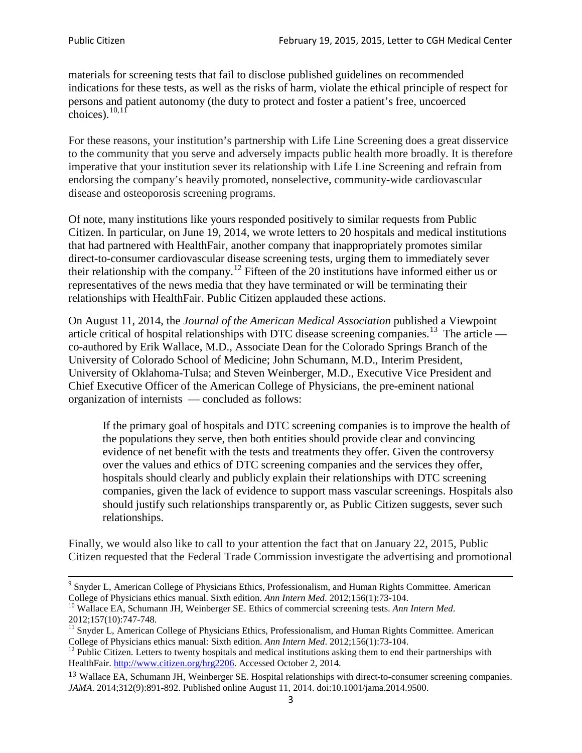materials for screening tests that fail to disclose published guidelines on recommended indications for these tests, as well as the risks of harm, violate the ethical principle of respect for persons and patient autonomy (the duty to protect and foster a patient's free, uncoerced choices).[10,11]

For these reasons, your institution's partnership with Life Line Screening does a great disservice to the community that you serve and adversely impacts public health more broadly. It is therefore imperative that your institution sever its relationship with Life Line Screening and refrain from endorsing the company's heavily promoted, nonselective, community-wide cardiovascular disease and osteoporosis screening programs.

Of note, many institutions like yours responded positively to similar requests from Public Citizen. In particular, on June 19, 2014, we wrote letters to 20 hospitals and medical institutions that had partnered with HealthFair, another company that inappropriately promotes similar direct-to-consumer cardiovascular disease screening tests, urging them to immediately sever their relationship with the company.[12] Fifteen of the 20 institutions have informed either us or representatives of the news media that they have terminated or will be terminating their relationships with HealthFair. Public Citizen applauded these actions.

On August 11, 2014, the *Journal of the American Medical Association* published a Viewpoint article critical of hospital relationships with DTC disease screening companies.[13] The article — co-authored by Erik Wallace, M.D., Associate Dean for the Colorado Springs Branch of the University of Colorado School of Medicine; John Schumann, M.D., Interim President, University of Oklahoma-Tulsa; and Steven Weinberger, M.D., Executive Vice President and Chief Executive Officer of the American College of Physicians, the pre-eminent national organization of internists — concluded as follows:

> If the primary goal of hospitals and DTC screening companies is to improve the health of the populations they serve, then both entities should provide clear and convincing evidence of net benefit with the tests and treatments they offer. Given the controversy over the values and ethics of DTC screening companies and the services they offer, hospitals should clearly and publicly explain their relationships with DTC screening companies, given the lack of evidence to support mass vascular screenings. Hospitals also should justify such relationships transparently or, as Public Citizen suggests, sever such relationships.

Finally, we would also like to call to your attention the fact that on January 22, 2015, Public Citizen requested that the Federal Trade Commission investigate the advertising and promotional

---

[9] Snyder L, American College of Physicians Ethics, Professionalism, and Human Rights Committee. American College of Physicians ethics manual. Sixth edition. *Ann Intern Med*. 2012;156(1):73-104.

[10] Wallace EA, Schumann JH, Weinberger SE. Ethics of commercial screening tests. *Ann Intern Med*. 2012;157(10):747-748.

[11] Snyder L, American College of Physicians Ethics, Professionalism, and Human Rights Committee. American College of Physicians ethics manual: Sixth edition. *Ann Intern Med*. 2012;156(1):73-104.

[12] Public Citizen. Letters to twenty hospitals and medical institutions asking them to end their partnerships with HealthFair. http://www.citizen.org/hrg2206. Accessed October 2, 2014.

[13] Wallace EA, Schumann JH, Weinberger SE. Hospital relationships with direct-to-consumer screening companies. *JAMA*. 2014;312(9):891-892. Published online August 11, 2014. doi:10.1001/jama.2014.9500.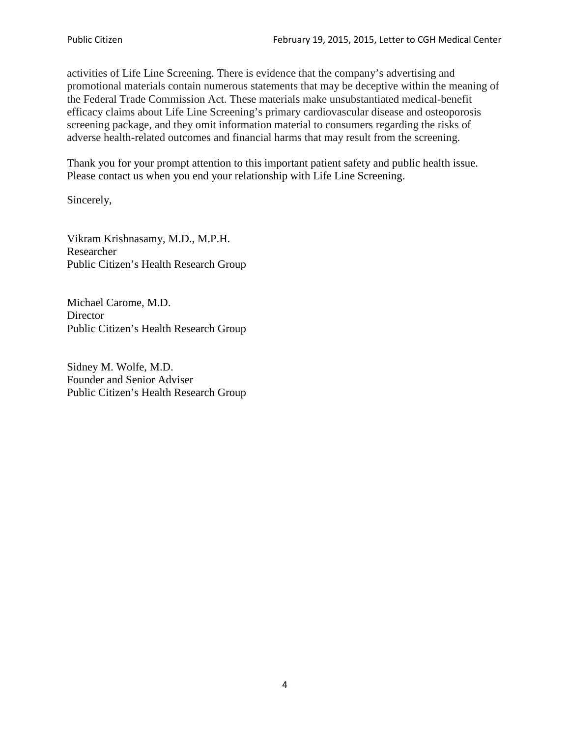activities of Life Line Screening. There is evidence that the company's advertising and promotional materials contain numerous statements that may be deceptive within the meaning of the Federal Trade Commission Act. These materials make unsubstantiated medical-benefit efficacy claims about Life Line Screening's primary cardiovascular disease and osteoporosis screening package, and they omit information material to consumers regarding the risks of adverse health-related outcomes and financial harms that may result from the screening.

Thank you for your prompt attention to this important patient safety and public health issue. Please contact us when you end your relationship with Life Line Screening.

Sincerely,

Vikram Krishnasamy, M.D., M.P.H.
Researcher
Public Citizen's Health Research Group

Michael Carome, M.D.
Director
Public Citizen's Health Research Group

Sidney M. Wolfe, M.D.
Founder and Senior Adviser
Public Citizen's Health Research Group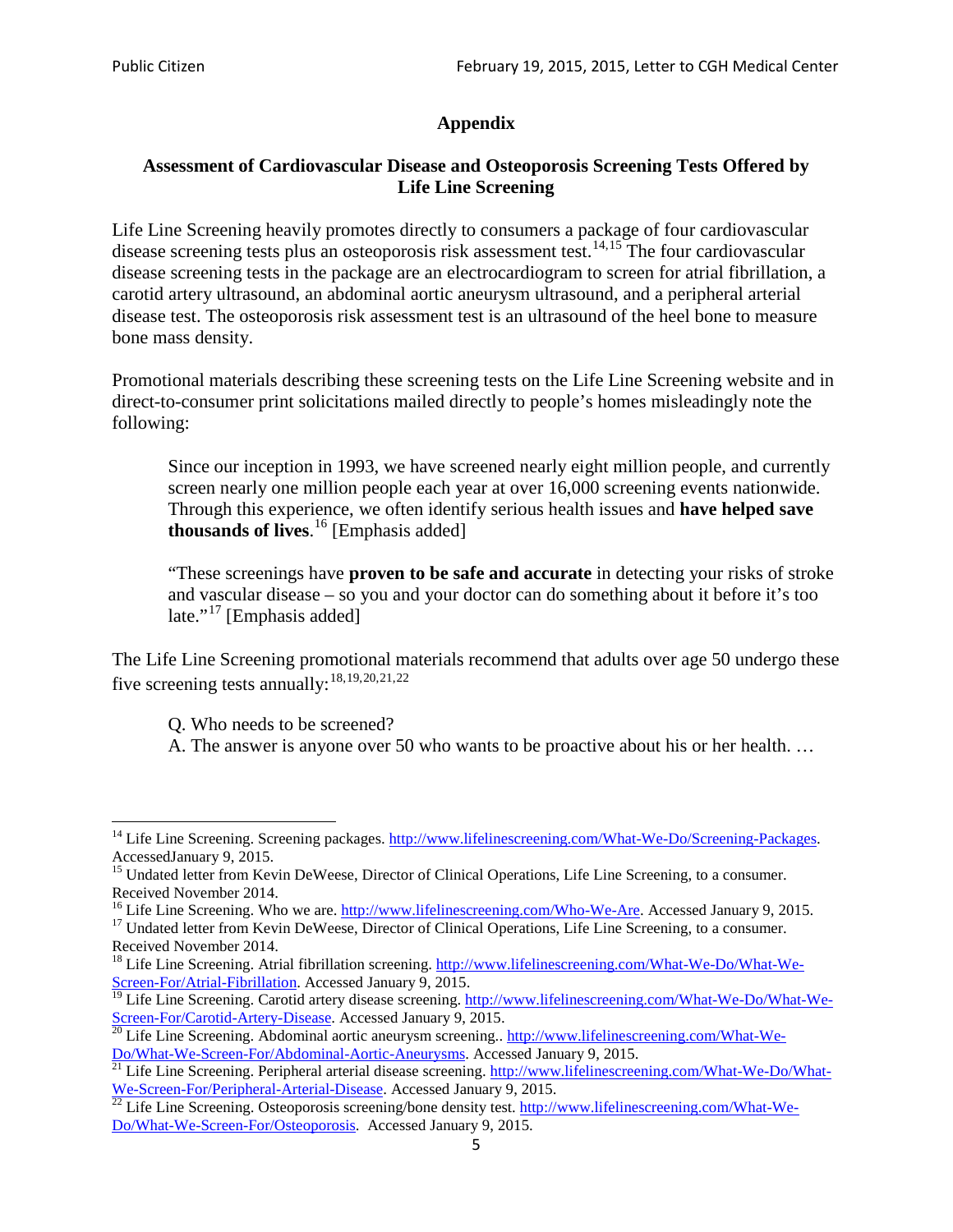# Appendix

## Assessment of Cardiovascular Disease and Osteoporosis Screening Tests Offered by Life Line Screening

Life Line Screening heavily promotes directly to consumers a package of four cardiovascular disease screening tests plus an osteoporosis risk assessment test.[14,15] The four cardiovascular disease screening tests in the package are an electrocardiogram to screen for atrial fibrillation, a carotid artery ultrasound, an abdominal aortic aneurysm ultrasound, and a peripheral arterial disease test. The osteoporosis risk assessment test is an ultrasound of the heel bone to measure bone mass density.

Promotional materials describing these screening tests on the Life Line Screening website and in direct-to-consumer print solicitations mailed directly to people's homes misleadingly note the following:

> Since our inception in 1993, we have screened nearly eight million people, and currently screen nearly one million people each year at over 16,000 screening events nationwide. Through this experience, we often identify serious health issues and **have helped save thousands of lives**.[16] [Emphasis added]
>
> "These screenings have **proven to be safe and accurate** in detecting your risks of stroke and vascular disease – so you and your doctor can do something about it before it's too late."[17] [Emphasis added]

The Life Line Screening promotional materials recommend that adults over age 50 undergo these five screening tests annually:[18,19,20,21,22]

> Q. Who needs to be screened?
> A. The answer is anyone over 50 who wants to be proactive about his or her health. …

---

[14] Life Line Screening. Screening packages. http://www.lifelinescreening.com/What-We-Do/Screening-Packages. AccessedJanuary 9, 2015.

[15] Undated letter from Kevin DeWeese, Director of Clinical Operations, Life Line Screening, to a consumer. Received November 2014.

[16] Life Line Screening. Who we are. http://www.lifelinescreening.com/Who-We-Are. Accessed January 9, 2015.

[17] Undated letter from Kevin DeWeese, Director of Clinical Operations, Life Line Screening, to a consumer. Received November 2014.

[18] Life Line Screening. Atrial fibrillation screening. http://www.lifelinescreening.com/What-We-Do/What-We-Screen-For/Atrial-Fibrillation. Accessed January 9, 2015.

[19] Life Line Screening. Carotid artery disease screening. http://www.lifelinescreening.com/What-We-Do/What-We-Screen-For/Carotid-Artery-Disease. Accessed January 9, 2015.

[20] Life Line Screening. Abdominal aortic aneurysm screening.. http://www.lifelinescreening.com/What-We-Do/What-We-Screen-For/Abdominal-Aortic-Aneurysms. Accessed January 9, 2015.

[21] Life Line Screening. Peripheral arterial disease screening. http://www.lifelinescreening.com/What-We-Do/What-We-Screen-For/Peripheral-Arterial-Disease. Accessed January 9, 2015.

[22] Life Line Screening. Osteoporosis screening/bone density test. http://www.lifelinescreening.com/What-We-Do/What-We-Screen-For/Osteoporosis. Accessed January 9, 2015.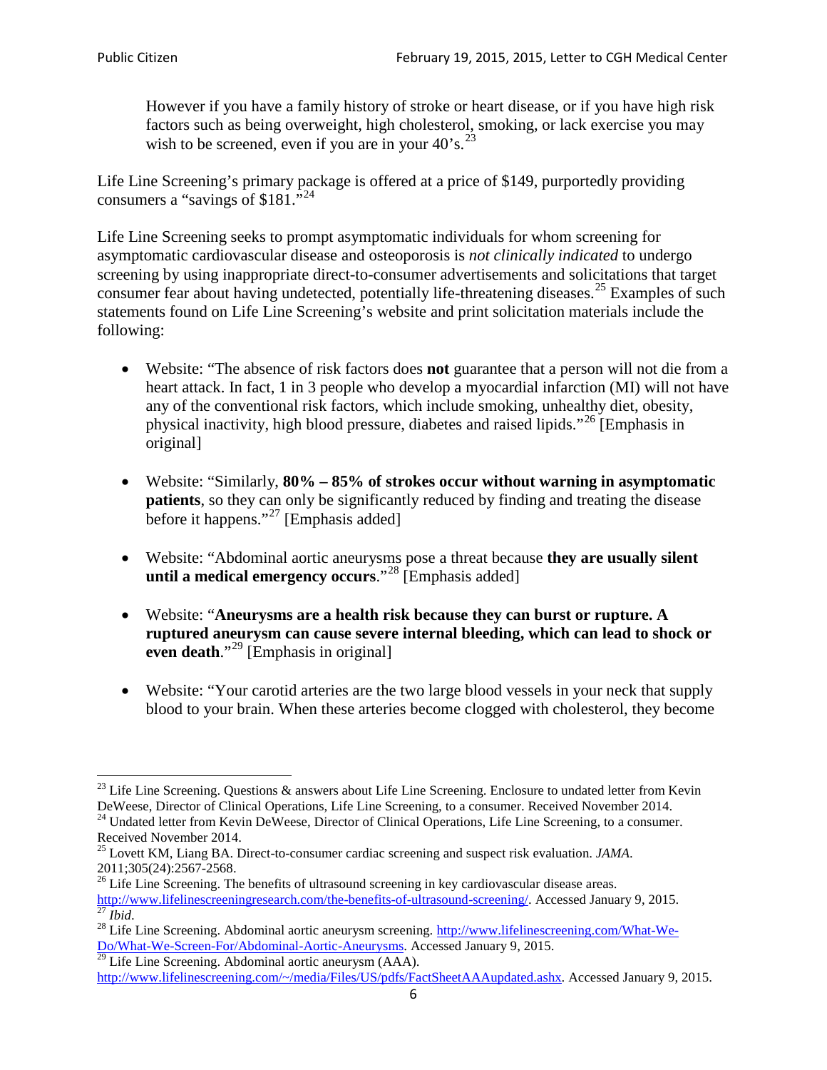> However if you have a family history of stroke or heart disease, or if you have high risk factors such as being overweight, high cholesterol, smoking, or lack exercise you may wish to be screened, even if you are in your 40's.[23]

Life Line Screening's primary package is offered at a price of $149, purportedly providing consumers a "savings of $181."[24]

Life Line Screening seeks to prompt asymptomatic individuals for whom screening for asymptomatic cardiovascular disease and osteoporosis is *not clinically indicated* to undergo screening by using inappropriate direct-to-consumer advertisements and solicitations that target consumer fear about having undetected, potentially life-threatening diseases.[25] Examples of such statements found on Life Line Screening's website and print solicitation materials include the following:

- Website: "The absence of risk factors does **not** guarantee that a person will not die from a heart attack. In fact, 1 in 3 people who develop a myocardial infarction (MI) will not have any of the conventional risk factors, which include smoking, unhealthy diet, obesity, physical inactivity, high blood pressure, diabetes and raised lipids."[26] [Emphasis in original]

- Website: "Similarly, **80% – 85% of strokes occur without warning in asymptomatic patients**, so they can only be significantly reduced by finding and treating the disease before it happens."[27] [Emphasis added]

- Website: "Abdominal aortic aneurysms pose a threat because **they are usually silent until a medical emergency occurs**."[28] [Emphasis added]

- Website: "**Aneurysms are a health risk because they can burst or rupture. A ruptured aneurysm can cause severe internal bleeding, which can lead to shock or even death**."[29] [Emphasis in original]

- Website: "Your carotid arteries are the two large blood vessels in your neck that supply blood to your brain. When these arteries become clogged with cholesterol, they become

---

[23] Life Line Screening. Questions & answers about Life Line Screening. Enclosure to undated letter from Kevin DeWeese, Director of Clinical Operations, Life Line Screening, to a consumer. Received November 2014.

[24] Undated letter from Kevin DeWeese, Director of Clinical Operations, Life Line Screening, to a consumer. Received November 2014.

[25] Lovett KM, Liang BA. Direct-to-consumer cardiac screening and suspect risk evaluation. *JAMA*. 2011;305(24):2567-2568.

[26] Life Line Screening. The benefits of ultrasound screening in key cardiovascular disease areas. http://www.lifelinescreeningresearch.com/the-benefits-of-ultrasound-screening/. Accessed January 9, 2015.

[27] *Ibid*.

[28] Life Line Screening. Abdominal aortic aneurysm screening. http://www.lifelinescreening.com/What-We-Do/What-We-Screen-For/Abdominal-Aortic-Aneurysms. Accessed January 9, 2015.

[29] Life Line Screening. Abdominal aortic aneurysm (AAA). http://www.lifelinescreening.com/~/media/Files/US/pdfs/FactSheetAAAupdated.ashx. Accessed January 9, 2015.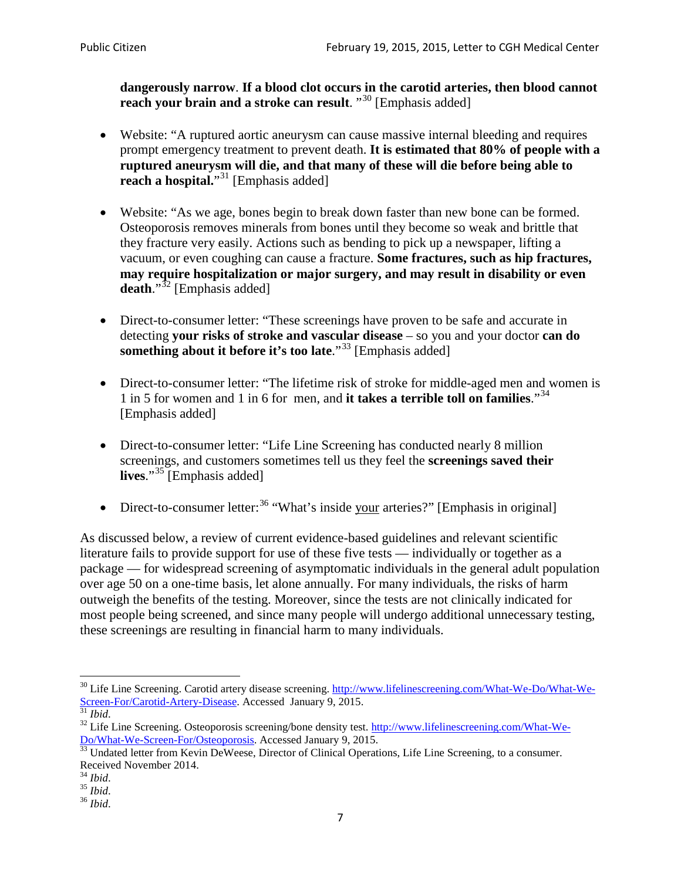**dangerously narrow**. **If a blood clot occurs in the carotid arteries, then blood cannot reach your brain and a stroke can result**. "[30] [Emphasis added]

- Website: "A ruptured aortic aneurysm can cause massive internal bleeding and requires prompt emergency treatment to prevent death. **It is estimated that 80% of people with a ruptured aneurysm will die, and that many of these will die before being able to reach a hospital.**"[31] [Emphasis added]

- Website: "As we age, bones begin to break down faster than new bone can be formed. Osteoporosis removes minerals from bones until they become so weak and brittle that they fracture very easily. Actions such as bending to pick up a newspaper, lifting a vacuum, or even coughing can cause a fracture. **Some fractures, such as hip fractures, may require hospitalization or major surgery, and may result in disability or even death**."[32] [Emphasis added]

- Direct-to-consumer letter: "These screenings have proven to be safe and accurate in detecting **your risks of stroke and vascular disease** – so you and your doctor **can do something about it before it's too late**."[33] [Emphasis added]

- Direct-to-consumer letter: "The lifetime risk of stroke for middle-aged men and women is 1 in 5 for women and 1 in 6 for men, and **it takes a terrible toll on families**."[34] [Emphasis added]

- Direct-to-consumer letter: "Life Line Screening has conducted nearly 8 million screenings, and customers sometimes tell us they feel the **screenings saved their lives**."[35] [Emphasis added]

- Direct-to-consumer letter:[36] "What's inside <u>your</u> arteries?" [Emphasis in original]

As discussed below, a review of current evidence-based guidelines and relevant scientific literature fails to provide support for use of these five tests — individually or together as a package — for widespread screening of asymptomatic individuals in the general adult population over age 50 on a one-time basis, let alone annually. For many individuals, the risks of harm outweigh the benefits of the testing. Moreover, since the tests are not clinically indicated for most people being screened, and since many people will undergo additional unnecessary testing, these screenings are resulting in financial harm to many individuals.

---

[30] Life Line Screening. Carotid artery disease screening. http://www.lifelinescreening.com/What-We-Do/What-We-Screen-For/Carotid-Artery-Disease. Accessed January 9, 2015.

[31] *Ibid*.

[32] Life Line Screening. Osteoporosis screening/bone density test. http://www.lifelinescreening.com/What-We-Do/What-We-Screen-For/Osteoporosis. Accessed January 9, 2015.

[33] Undated letter from Kevin DeWeese, Director of Clinical Operations, Life Line Screening, to a consumer. Received November 2014.

[34] *Ibid*.

[35] *Ibid*.

[36] *Ibid*.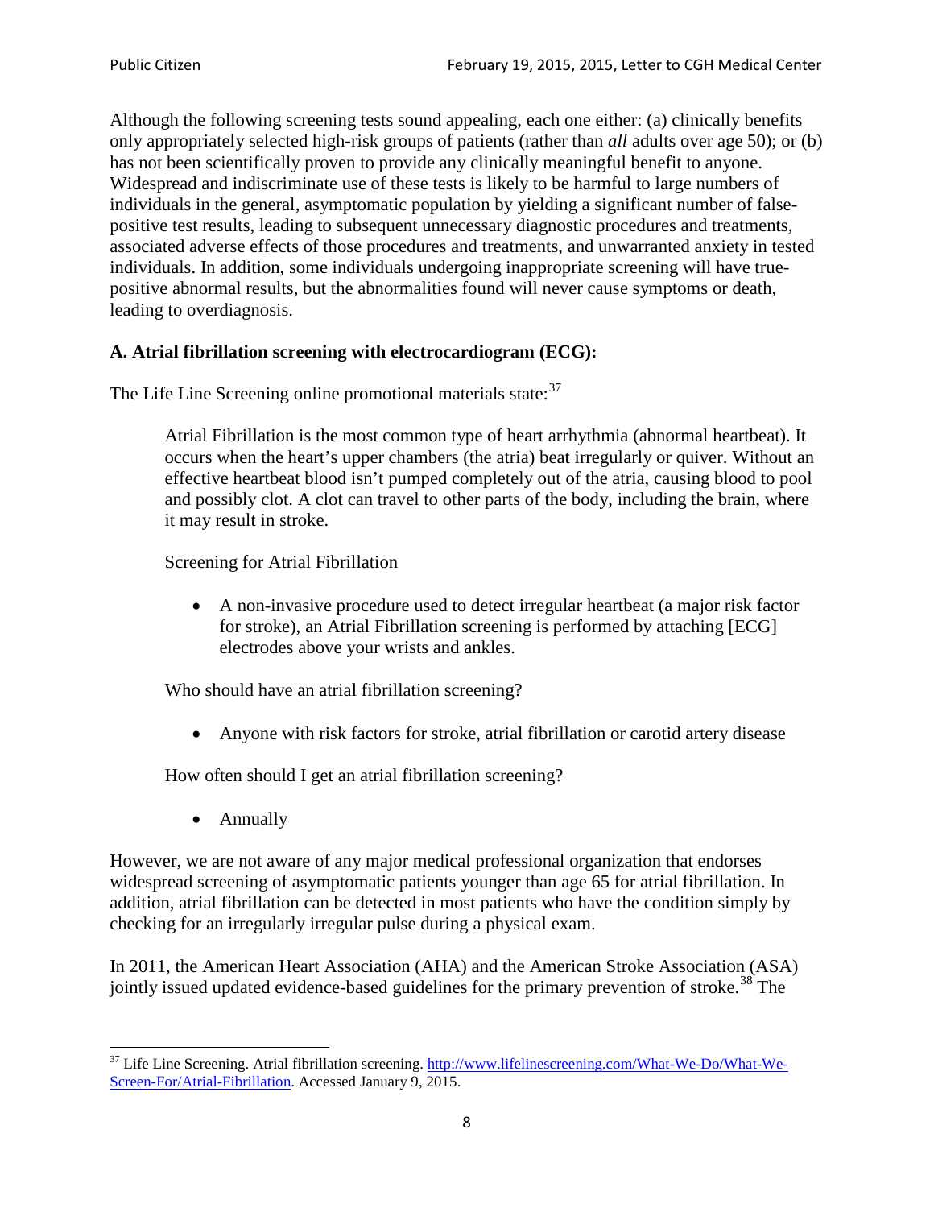Although the following screening tests sound appealing, each one either: (a) clinically benefits only appropriately selected high-risk groups of patients (rather than *all* adults over age 50); or (b) has not been scientifically proven to provide any clinically meaningful benefit to anyone. Widespread and indiscriminate use of these tests is likely to be harmful to large numbers of individuals in the general, asymptomatic population by yielding a significant number of false-positive test results, leading to subsequent unnecessary diagnostic procedures and treatments, associated adverse effects of those procedures and treatments, and unwarranted anxiety in tested individuals. In addition, some individuals undergoing inappropriate screening will have true-positive abnormal results, but the abnormalities found will never cause symptoms or death, leading to overdiagnosis.

**A. Atrial fibrillation screening with electrocardiogram (ECG):**

The Life Line Screening online promotional materials state:[37]

> Atrial Fibrillation is the most common type of heart arrhythmia (abnormal heartbeat). It occurs when the heart's upper chambers (the atria) beat irregularly or quiver. Without an effective heartbeat blood isn't pumped completely out of the atria, causing blood to pool and possibly clot. A clot can travel to other parts of the body, including the brain, where it may result in stroke.
>
> Screening for Atrial Fibrillation
>
> - A non-invasive procedure used to detect irregular heartbeat (a major risk factor for stroke), an Atrial Fibrillation screening is performed by attaching [ECG] electrodes above your wrists and ankles.
>
> Who should have an atrial fibrillation screening?
>
> - Anyone with risk factors for stroke, atrial fibrillation or carotid artery disease
>
> How often should I get an atrial fibrillation screening?
>
> - Annually

However, we are not aware of any major medical professional organization that endorses widespread screening of asymptomatic patients younger than age 65 for atrial fibrillation. In addition, atrial fibrillation can be detected in most patients who have the condition simply by checking for an irregularly irregular pulse during a physical exam.

In 2011, the American Heart Association (AHA) and the American Stroke Association (ASA) jointly issued updated evidence-based guidelines for the primary prevention of stroke.[38] The

---

[37] Life Line Screening. Atrial fibrillation screening. http://www.lifelinescreening.com/What-We-Do/What-We-Screen-For/Atrial-Fibrillation. Accessed January 9, 2015.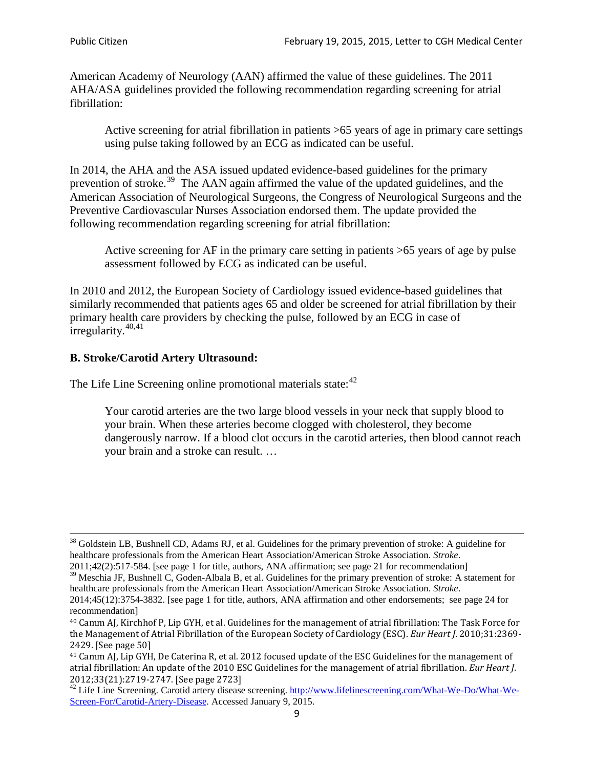American Academy of Neurology (AAN) affirmed the value of these guidelines. The 2011 AHA/ASA guidelines provided the following recommendation regarding screening for atrial fibrillation:

> Active screening for atrial fibrillation in patients >65 years of age in primary care settings using pulse taking followed by an ECG as indicated can be useful.

In 2014, the AHA and the ASA issued updated evidence-based guidelines for the primary prevention of stroke.[39] The AAN again affirmed the value of the updated guidelines, and the American Association of Neurological Surgeons, the Congress of Neurological Surgeons and the Preventive Cardiovascular Nurses Association endorsed them. The update provided the following recommendation regarding screening for atrial fibrillation:

> Active screening for AF in the primary care setting in patients >65 years of age by pulse assessment followed by ECG as indicated can be useful.

In 2010 and 2012, the European Society of Cardiology issued evidence-based guidelines that similarly recommended that patients ages 65 and older be screened for atrial fibrillation by their primary health care providers by checking the pulse, followed by an ECG in case of irregularity.[40,41]

**B. Stroke/Carotid Artery Ultrasound:**

The Life Line Screening online promotional materials state:[42]

> Your carotid arteries are the two large blood vessels in your neck that supply blood to your brain. When these arteries become clogged with cholesterol, they become dangerously narrow. If a blood clot occurs in the carotid arteries, then blood cannot reach your brain and a stroke can result. …

---

[38] Goldstein LB, Bushnell CD, Adams RJ, et al. Guidelines for the primary prevention of stroke: A guideline for healthcare professionals from the American Heart Association/American Stroke Association. *Stroke*. 2011;42(2):517-584. [see page 1 for title, authors, ANA affirmation; see page 21 for recommendation]

[39] Meschia JF, Bushnell C, Goden-Albala B, et al. Guidelines for the primary prevention of stroke: A statement for healthcare professionals from the American Heart Association/American Stroke Association. *Stroke*. 2014;45(12):3754-3832. [see page 1 for title, authors, ANA affirmation and other endorsements; see page 24 for recommendation]

[40] Camm AJ, Kirchhof P, Lip GYH, et al. Guidelines for the management of atrial fibrillation: The Task Force for the Management of Atrial Fibrillation of the European Society of Cardiology (ESC). *Eur Heart J*. 2010;31:2369-2429. [See page 50]

[41] Camm AJ, Lip GYH, De Caterina R, et al. 2012 focused update of the ESC Guidelines for the management of atrial fibrillation: An update of the 2010 ESC Guidelines for the management of atrial fibrillation. *Eur Heart J*. 2012;33(21):2719-2747. [See page 2723]

[42] Life Line Screening. Carotid artery disease screening. http://www.lifelinescreening.com/What-We-Do/What-We-Screen-For/Carotid-Artery-Disease. Accessed January 9, 2015.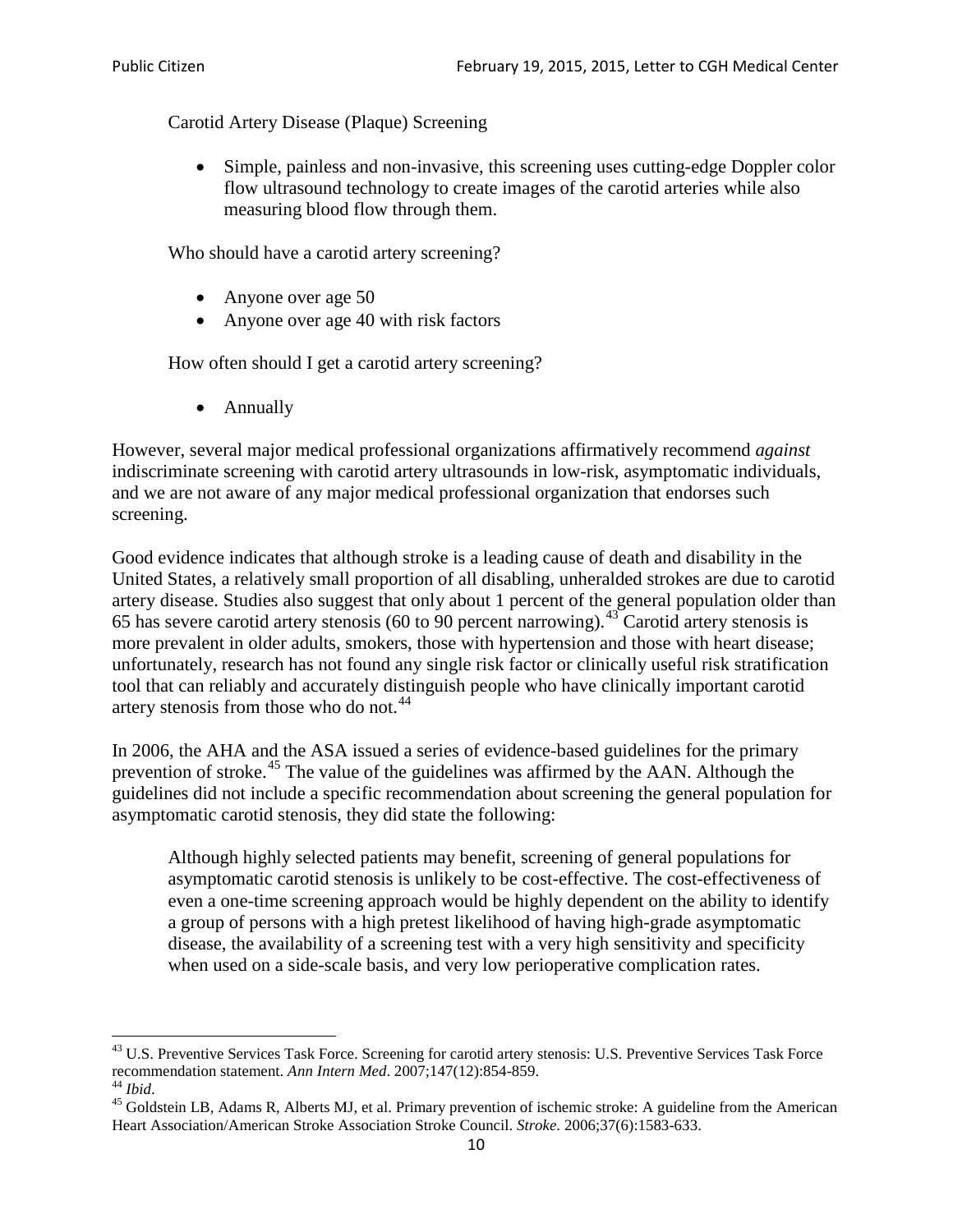Carotid Artery Disease (Plaque) Screening

- Simple, painless and non-invasive, this screening uses cutting-edge Doppler color flow ultrasound technology to create images of the carotid arteries while also measuring blood flow through them.

Who should have a carotid artery screening?

- Anyone over age 50
- Anyone over age 40 with risk factors

How often should I get a carotid artery screening?

- Annually

However, several major medical professional organizations affirmatively recommend *against* indiscriminate screening with carotid artery ultrasounds in low-risk, asymptomatic individuals, and we are not aware of any major medical professional organization that endorses such screening.

Good evidence indicates that although stroke is a leading cause of death and disability in the United States, a relatively small proportion of all disabling, unheralded strokes are due to carotid artery disease. Studies also suggest that only about 1 percent of the general population older than 65 has severe carotid artery stenosis (60 to 90 percent narrowing).[43] Carotid artery stenosis is more prevalent in older adults, smokers, those with hypertension and those with heart disease; unfortunately, research has not found any single risk factor or clinically useful risk stratification tool that can reliably and accurately distinguish people who have clinically important carotid artery stenosis from those who do not.[44]

In 2006, the AHA and the ASA issued a series of evidence-based guidelines for the primary prevention of stroke.[45] The value of the guidelines was affirmed by the AAN. Although the guidelines did not include a specific recommendation about screening the general population for asymptomatic carotid stenosis, they did state the following:

> Although highly selected patients may benefit, screening of general populations for asymptomatic carotid stenosis is unlikely to be cost-effective. The cost-effectiveness of even a one-time screening approach would be highly dependent on the ability to identify a group of persons with a high pretest likelihood of having high-grade asymptomatic disease, the availability of a screening test with a very high sensitivity and specificity when used on a side-scale basis, and very low perioperative complication rates.

---

[43] U.S. Preventive Services Task Force. Screening for carotid artery stenosis: U.S. Preventive Services Task Force recommendation statement. *Ann Intern Med*. 2007;147(12):854-859.

[44] *Ibid*.

[45] Goldstein LB, Adams R, Alberts MJ, et al. Primary prevention of ischemic stroke: A guideline from the American Heart Association/American Stroke Association Stroke Council. *Stroke*. 2006;37(6):1583-633.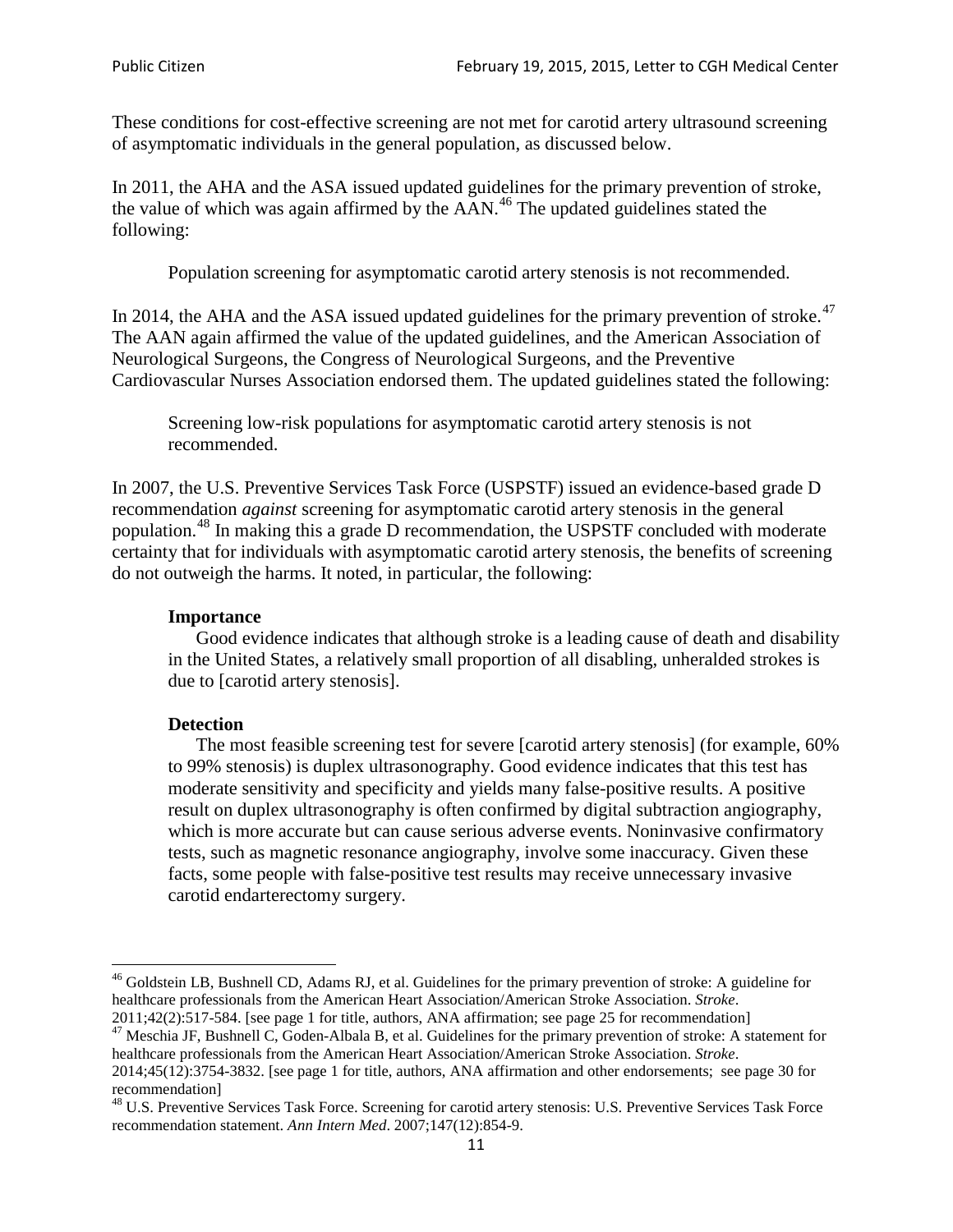These conditions for cost-effective screening are not met for carotid artery ultrasound screening of asymptomatic individuals in the general population, as discussed below.

In 2011, the AHA and the ASA issued updated guidelines for the primary prevention of stroke, the value of which was again affirmed by the AAN.[46] The updated guidelines stated the following:

> Population screening for asymptomatic carotid artery stenosis is not recommended.

In 2014, the AHA and the ASA issued updated guidelines for the primary prevention of stroke.[47] The AAN again affirmed the value of the updated guidelines, and the American Association of Neurological Surgeons, the Congress of Neurological Surgeons, and the Preventive Cardiovascular Nurses Association endorsed them. The updated guidelines stated the following:

> Screening low-risk populations for asymptomatic carotid artery stenosis is not recommended.

In 2007, the U.S. Preventive Services Task Force (USPSTF) issued an evidence-based grade D recommendation *against* screening for asymptomatic carotid artery stenosis in the general population.[48] In making this a grade D recommendation, the USPSTF concluded with moderate certainty that for individuals with asymptomatic carotid artery stenosis, the benefits of screening do not outweigh the harms. It noted, in particular, the following:

> **Importance**
>
> Good evidence indicates that although stroke is a leading cause of death and disability in the United States, a relatively small proportion of all disabling, unheralded strokes is due to [carotid artery stenosis].
>
> **Detection**
>
> The most feasible screening test for severe [carotid artery stenosis] (for example, 60% to 99% stenosis) is duplex ultrasonography. Good evidence indicates that this test has moderate sensitivity and specificity and yields many false-positive results. A positive result on duplex ultrasonography is often confirmed by digital subtraction angiography, which is more accurate but can cause serious adverse events. Noninvasive confirmatory tests, such as magnetic resonance angiography, involve some inaccuracy. Given these facts, some people with false-positive test results may receive unnecessary invasive carotid endarterectomy surgery.

---

[46] Goldstein LB, Bushnell CD, Adams RJ, et al. Guidelines for the primary prevention of stroke: A guideline for healthcare professionals from the American Heart Association/American Stroke Association. *Stroke*. 2011;42(2):517-584. [see page 1 for title, authors, ANA affirmation; see page 25 for recommendation]

[47] Meschia JF, Bushnell C, Goden-Albala B, et al. Guidelines for the primary prevention of stroke: A statement for healthcare professionals from the American Heart Association/American Stroke Association. *Stroke*. 2014;45(12):3754-3832. [see page 1 for title, authors, ANA affirmation and other endorsements; see page 30 for recommendation]

[48] U.S. Preventive Services Task Force. Screening for carotid artery stenosis: U.S. Preventive Services Task Force recommendation statement. *Ann Intern Med*. 2007;147(12):854-9.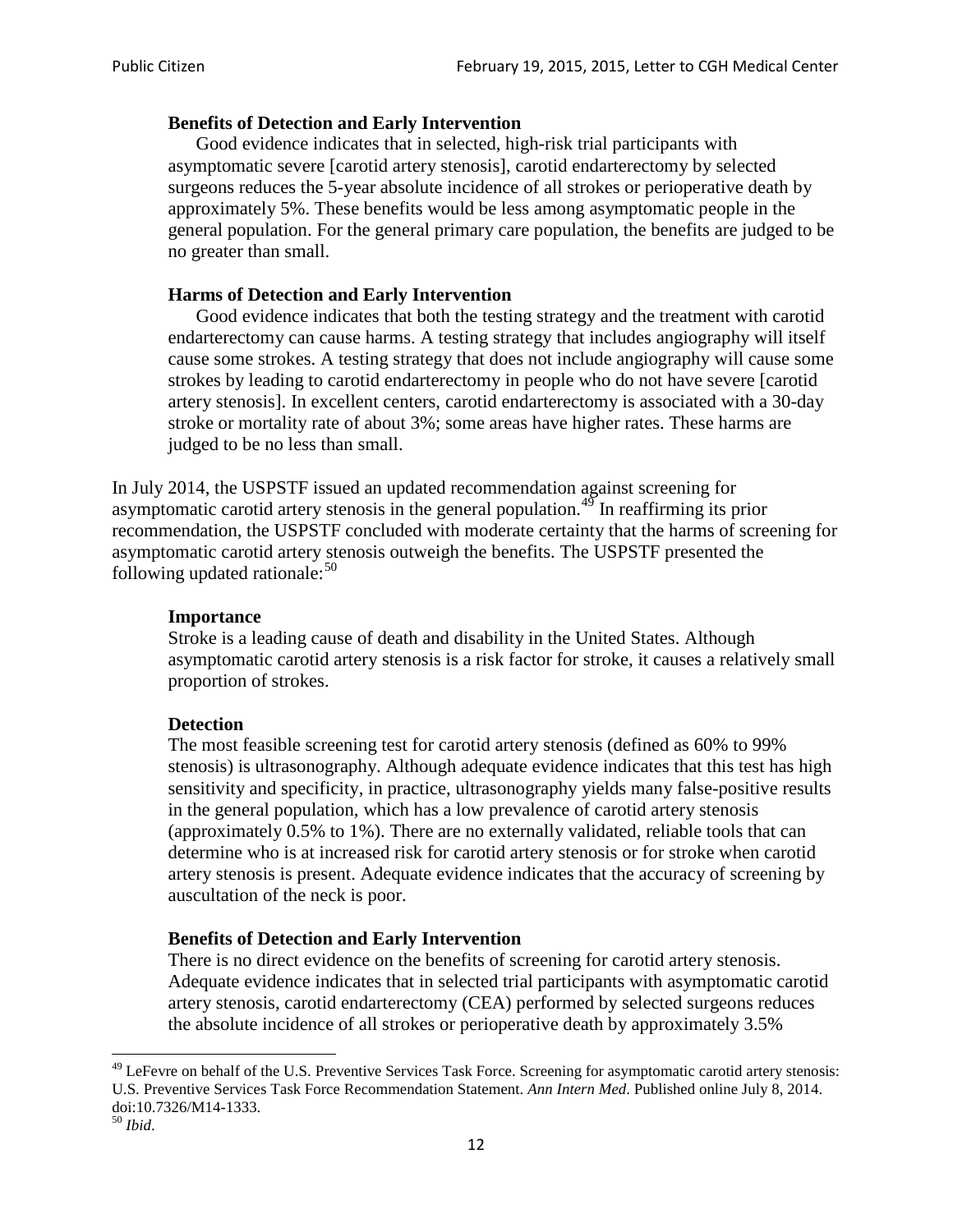> **Benefits of Detection and Early Intervention**
>
> Good evidence indicates that in selected, high-risk trial participants with asymptomatic severe [carotid artery stenosis], carotid endarterectomy by selected surgeons reduces the 5-year absolute incidence of all strokes or perioperative death by approximately 5%. These benefits would be less among asymptomatic people in the general population. For the general primary care population, the benefits are judged to be no greater than small.
>
> **Harms of Detection and Early Intervention**
>
> Good evidence indicates that both the testing strategy and the treatment with carotid endarterectomy can cause harms. A testing strategy that includes angiography will itself cause some strokes. A testing strategy that does not include angiography will cause some strokes by leading to carotid endarterectomy in people who do not have severe [carotid artery stenosis]. In excellent centers, carotid endarterectomy is associated with a 30-day stroke or mortality rate of about 3%; some areas have higher rates. These harms are judged to be no less than small.

In July 2014, the USPSTF issued an updated recommendation against screening for asymptomatic carotid artery stenosis in the general population.[49] In reaffirming its prior recommendation, the USPSTF concluded with moderate certainty that the harms of screening for asymptomatic carotid artery stenosis outweigh the benefits. The USPSTF presented the following updated rationale:[50]

> **Importance**
>
> Stroke is a leading cause of death and disability in the United States. Although asymptomatic carotid artery stenosis is a risk factor for stroke, it causes a relatively small proportion of strokes.
>
> **Detection**
>
> The most feasible screening test for carotid artery stenosis (defined as 60% to 99% stenosis) is ultrasonography. Although adequate evidence indicates that this test has high sensitivity and specificity, in practice, ultrasonography yields many false-positive results in the general population, which has a low prevalence of carotid artery stenosis (approximately 0.5% to 1%). There are no externally validated, reliable tools that can determine who is at increased risk for carotid artery stenosis or for stroke when carotid artery stenosis is present. Adequate evidence indicates that the accuracy of screening by auscultation of the neck is poor.
>
> **Benefits of Detection and Early Intervention**
>
> There is no direct evidence on the benefits of screening for carotid artery stenosis. Adequate evidence indicates that in selected trial participants with asymptomatic carotid artery stenosis, carotid endarterectomy (CEA) performed by selected surgeons reduces the absolute incidence of all strokes or perioperative death by approximately 3.5%

---

[49] LeFevre on behalf of the U.S. Preventive Services Task Force. Screening for asymptomatic carotid artery stenosis: U.S. Preventive Services Task Force Recommendation Statement. *Ann Intern Med*. Published online July 8, 2014. doi:10.7326/M14-1333.

[50] *Ibid*.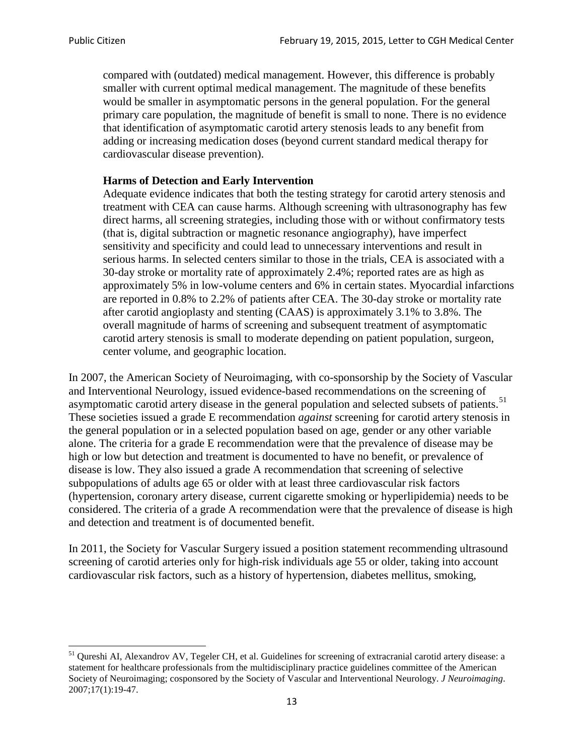> compared with (outdated) medical management. However, this difference is probably smaller with current optimal medical management. The magnitude of these benefits would be smaller in asymptomatic persons in the general population. For the general primary care population, the magnitude of benefit is small to none. There is no evidence that identification of asymptomatic carotid artery stenosis leads to any benefit from adding or increasing medication doses (beyond current standard medical therapy for cardiovascular disease prevention).
>
> **Harms of Detection and Early Intervention**
> Adequate evidence indicates that both the testing strategy for carotid artery stenosis and treatment with CEA can cause harms. Although screening with ultrasonography has few direct harms, all screening strategies, including those with or without confirmatory tests (that is, digital subtraction or magnetic resonance angiography), have imperfect sensitivity and specificity and could lead to unnecessary interventions and result in serious harms. In selected centers similar to those in the trials, CEA is associated with a 30-day stroke or mortality rate of approximately 2.4%; reported rates are as high as approximately 5% in low-volume centers and 6% in certain states. Myocardial infarctions are reported in 0.8% to 2.2% of patients after CEA. The 30-day stroke or mortality rate after carotid angioplasty and stenting (CAAS) is approximately 3.1% to 3.8%. The overall magnitude of harms of screening and subsequent treatment of asymptomatic carotid artery stenosis is small to moderate depending on patient population, surgeon, center volume, and geographic location.

In 2007, the American Society of Neuroimaging, with co-sponsorship by the Society of Vascular and Interventional Neurology, issued evidence-based recommendations on the screening of asymptomatic carotid artery disease in the general population and selected subsets of patients.[51] These societies issued a grade E recommendation *against* screening for carotid artery stenosis in the general population or in a selected population based on age, gender or any other variable alone. The criteria for a grade E recommendation were that the prevalence of disease may be high or low but detection and treatment is documented to have no benefit, or prevalence of disease is low. They also issued a grade A recommendation that screening of selective subpopulations of adults age 65 or older with at least three cardiovascular risk factors (hypertension, coronary artery disease, current cigarette smoking or hyperlipidemia) needs to be considered. The criteria of a grade A recommendation were that the prevalence of disease is high and detection and treatment is of documented benefit.

In 2011, the Society for Vascular Surgery issued a position statement recommending ultrasound screening of carotid arteries only for high-risk individuals age 55 or older, taking into account cardiovascular risk factors, such as a history of hypertension, diabetes mellitus, smoking,

---

[51] Qureshi AI, Alexandrov AV, Tegeler CH, et al. Guidelines for screening of extracranial carotid artery disease: a statement for healthcare professionals from the multidisciplinary practice guidelines committee of the American Society of Neuroimaging; cosponsored by the Society of Vascular and Interventional Neurology. *J Neuroimaging*. 2007;17(1):19-47.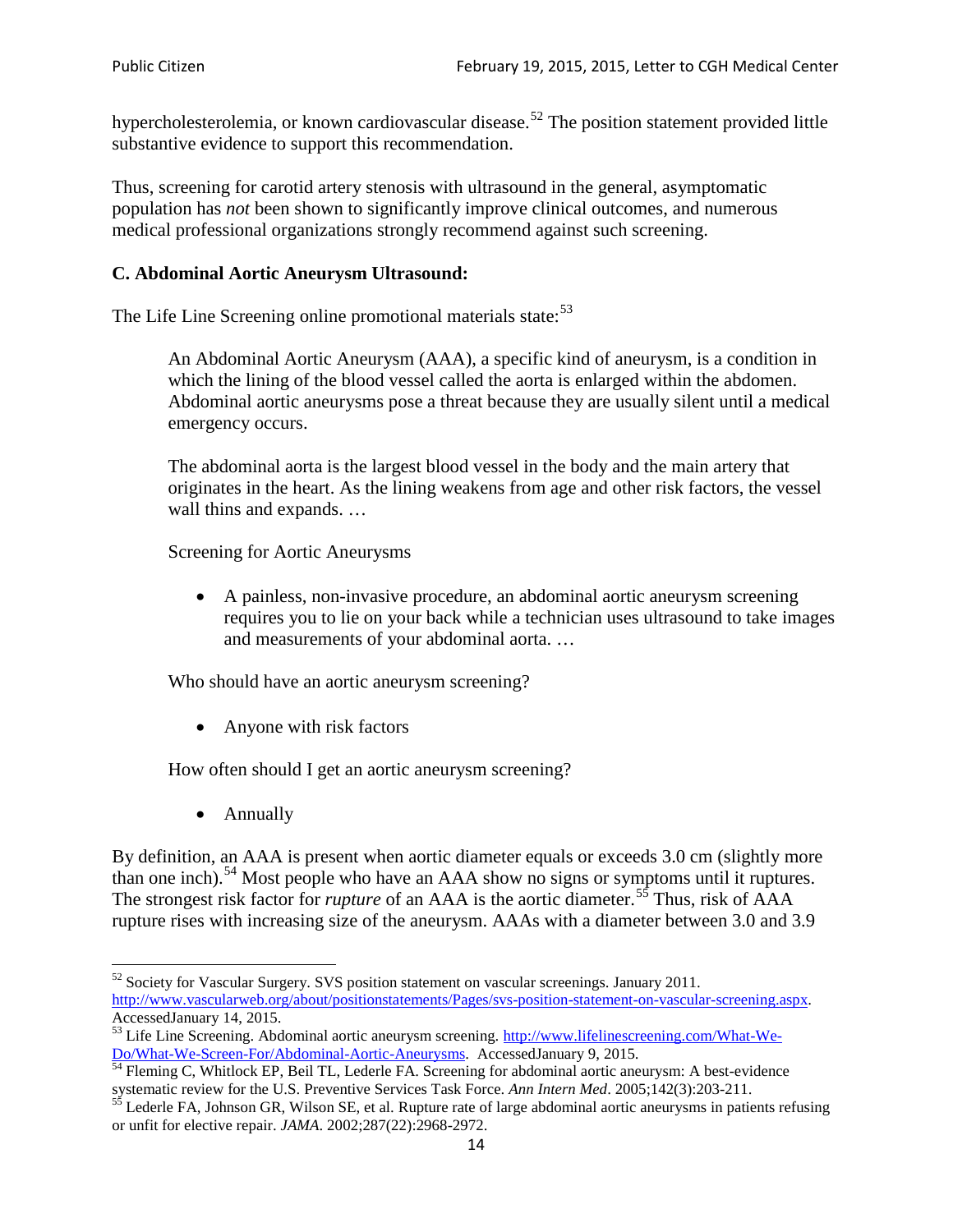hypercholesterolemia, or known cardiovascular disease.[52] The position statement provided little substantive evidence to support this recommendation.

Thus, screening for carotid artery stenosis with ultrasound in the general, asymptomatic population has *not* been shown to significantly improve clinical outcomes, and numerous medical professional organizations strongly recommend against such screening.

### C. Abdominal Aortic Aneurysm Ultrasound:

The Life Line Screening online promotional materials state:[53]

> An Abdominal Aortic Aneurysm (AAA), a specific kind of aneurysm, is a condition in which the lining of the blood vessel called the aorta is enlarged within the abdomen. Abdominal aortic aneurysms pose a threat because they are usually silent until a medical emergency occurs.
>
> The abdominal aorta is the largest blood vessel in the body and the main artery that originates in the heart. As the lining weakens from age and other risk factors, the vessel wall thins and expands. …
>
> Screening for Aortic Aneurysms
>
> - A painless, non-invasive procedure, an abdominal aortic aneurysm screening requires you to lie on your back while a technician uses ultrasound to take images and measurements of your abdominal aorta. …
>
> Who should have an aortic aneurysm screening?
>
> - Anyone with risk factors
>
> How often should I get an aortic aneurysm screening?
>
> - Annually

By definition, an AAA is present when aortic diameter equals or exceeds 3.0 cm (slightly more than one inch).[54] Most people who have an AAA show no signs or symptoms until it ruptures. The strongest risk factor for *rupture* of an AAA is the aortic diameter.[55] Thus, risk of AAA rupture rises with increasing size of the aneurysm. AAAs with a diameter between 3.0 and 3.9

---

[52] Society for Vascular Surgery. SVS position statement on vascular screenings. January 2011. http://www.vascularweb.org/about/positionstatements/Pages/svs-position-statement-on-vascular-screening.aspx. AccessedJanuary 14, 2015.

[53] Life Line Screening. Abdominal aortic aneurysm screening. http://www.lifelinescreening.com/What-We-Do/What-We-Screen-For/Abdominal-Aortic-Aneurysms. AccessedJanuary 9, 2015.

[54] Fleming C, Whitlock EP, Beil TL, Lederle FA. Screening for abdominal aortic aneurysm: A best-evidence systematic review for the U.S. Preventive Services Task Force. *Ann Intern Med*. 2005;142(3):203-211.

[55] Lederle FA, Johnson GR, Wilson SE, et al. Rupture rate of large abdominal aortic aneurysms in patients refusing or unfit for elective repair. *JAMA*. 2002;287(22):2968-2972.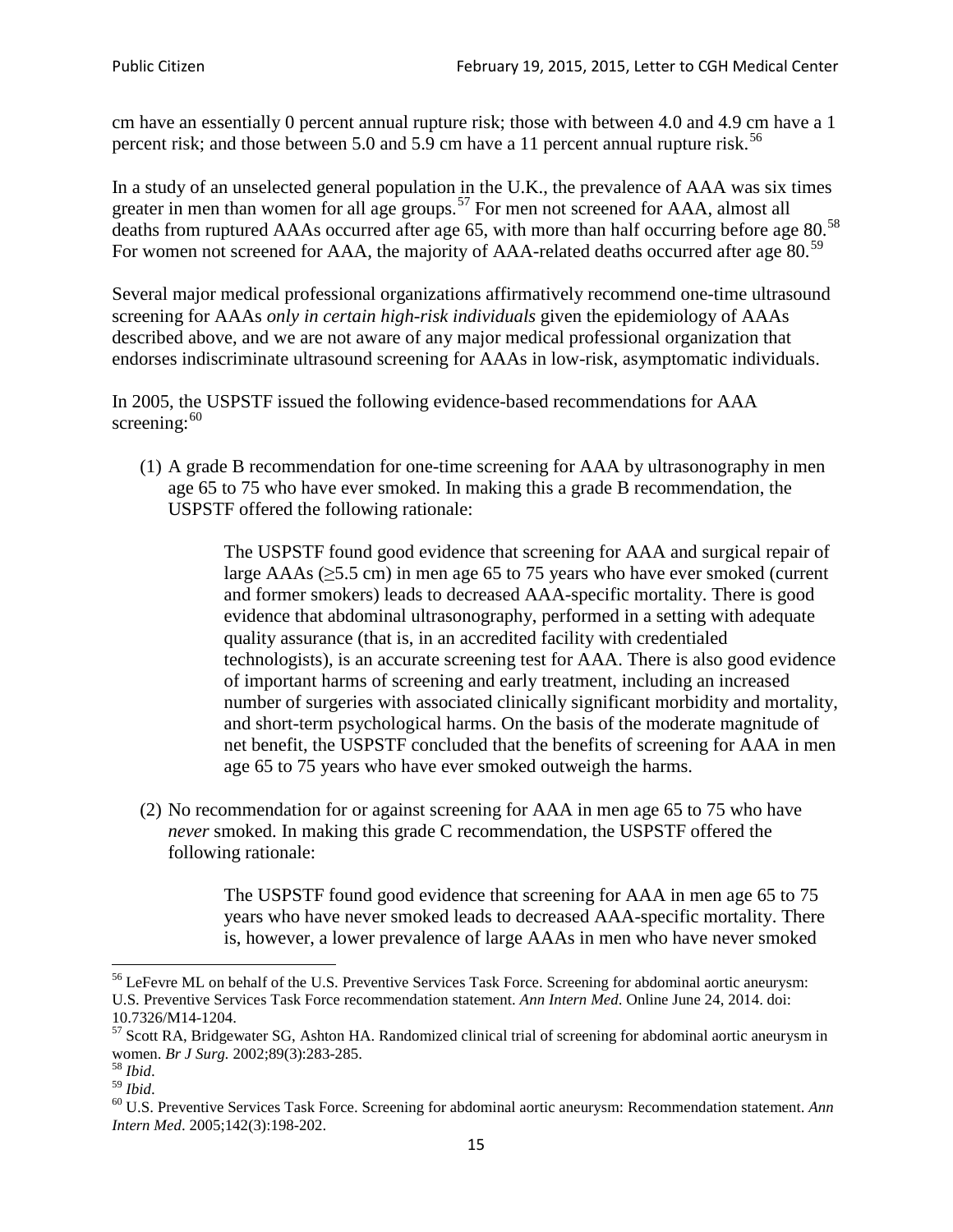cm have an essentially 0 percent annual rupture risk; those with between 4.0 and 4.9 cm have a 1 percent risk; and those between 5.0 and 5.9 cm have a 11 percent annual rupture risk.[56]

In a study of an unselected general population in the U.K., the prevalence of AAA was six times greater in men than women for all age groups.[57] For men not screened for AAA, almost all deaths from ruptured AAAs occurred after age 65, with more than half occurring before age 80.[58] For women not screened for AAA, the majority of AAA-related deaths occurred after age 80.[59]

Several major medical professional organizations affirmatively recommend one-time ultrasound screening for AAAs *only in certain high-risk individuals* given the epidemiology of AAAs described above, and we are not aware of any major medical professional organization that endorses indiscriminate ultrasound screening for AAAs in low-risk, asymptomatic individuals.

In 2005, the USPSTF issued the following evidence-based recommendations for AAA screening:[60]

(1) A grade B recommendation for one-time screening for AAA by ultrasonography in men age 65 to 75 who have ever smoked. In making this a grade B recommendation, the USPSTF offered the following rationale:

> The USPSTF found good evidence that screening for AAA and surgical repair of large AAAs (≥5.5 cm) in men age 65 to 75 years who have ever smoked (current and former smokers) leads to decreased AAA-specific mortality. There is good evidence that abdominal ultrasonography, performed in a setting with adequate quality assurance (that is, in an accredited facility with credentialed technologists), is an accurate screening test for AAA. There is also good evidence of important harms of screening and early treatment, including an increased number of surgeries with associated clinically significant morbidity and mortality, and short-term psychological harms. On the basis of the moderate magnitude of net benefit, the USPSTF concluded that the benefits of screening for AAA in men age 65 to 75 years who have ever smoked outweigh the harms.

(2) No recommendation for or against screening for AAA in men age 65 to 75 who have *never* smoked. In making this grade C recommendation, the USPSTF offered the following rationale:

> The USPSTF found good evidence that screening for AAA in men age 65 to 75 years who have never smoked leads to decreased AAA-specific mortality. There is, however, a lower prevalence of large AAAs in men who have never smoked

---

[56] LeFevre ML on behalf of the U.S. Preventive Services Task Force. Screening for abdominal aortic aneurysm: U.S. Preventive Services Task Force recommendation statement. *Ann Intern Med*. Online June 24, 2014. doi: 10.7326/M14-1204.

[57] Scott RA, Bridgewater SG, Ashton HA. Randomized clinical trial of screening for abdominal aortic aneurysm in women. *Br J Surg.* 2002;89(3):283-285.

[58] *Ibid*.

[59] *Ibid*.

[60] U.S. Preventive Services Task Force. Screening for abdominal aortic aneurysm: Recommendation statement. *Ann Intern Med*. 2005;142(3):198-202.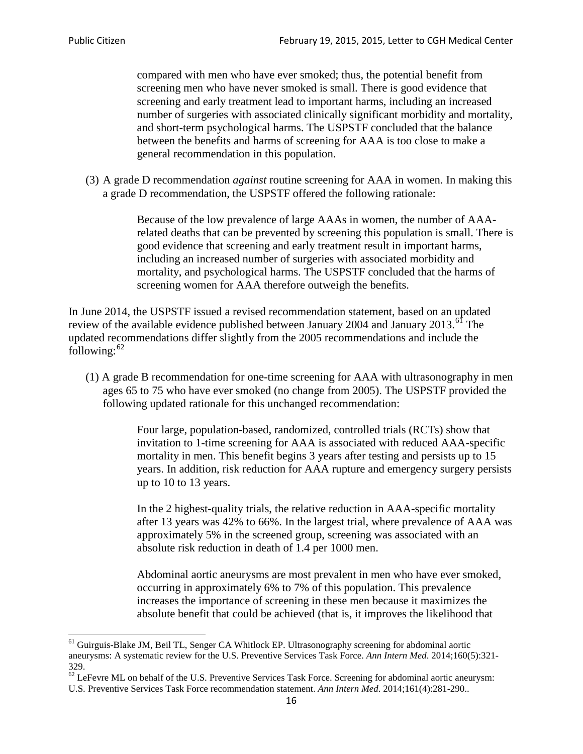> compared with men who have ever smoked; thus, the potential benefit from screening men who have never smoked is small. There is good evidence that screening and early treatment lead to important harms, including an increased number of surgeries with associated clinically significant morbidity and mortality, and short-term psychological harms. The USPSTF concluded that the balance between the benefits and harms of screening for AAA is too close to make a general recommendation in this population.

(3) A grade D recommendation *against* routine screening for AAA in women. In making this a grade D recommendation, the USPSTF offered the following rationale:

> Because of the low prevalence of large AAAs in women, the number of AAA-related deaths that can be prevented by screening this population is small. There is good evidence that screening and early treatment result in important harms, including an increased number of surgeries with associated morbidity and mortality, and psychological harms. The USPSTF concluded that the harms of screening women for AAA therefore outweigh the benefits.

In June 2014, the USPSTF issued a revised recommendation statement, based on an updated review of the available evidence published between January 2004 and January 2013.[61] The updated recommendations differ slightly from the 2005 recommendations and include the following:[62]

(1) A grade B recommendation for one-time screening for AAA with ultrasonography in men ages 65 to 75 who have ever smoked (no change from 2005). The USPSTF provided the following updated rationale for this unchanged recommendation:

> Four large, population-based, randomized, controlled trials (RCTs) show that invitation to 1-time screening for AAA is associated with reduced AAA-specific mortality in men. This benefit begins 3 years after testing and persists up to 15 years. In addition, risk reduction for AAA rupture and emergency surgery persists up to 10 to 13 years.
>
> In the 2 highest-quality trials, the relative reduction in AAA-specific mortality after 13 years was 42% to 66%. In the largest trial, where prevalence of AAA was approximately 5% in the screened group, screening was associated with an absolute risk reduction in death of 1.4 per 1000 men.
>
> Abdominal aortic aneurysms are most prevalent in men who have ever smoked, occurring in approximately 6% to 7% of this population. This prevalence increases the importance of screening in these men because it maximizes the absolute benefit that could be achieved (that is, it improves the likelihood that

---

[61] Guirguis-Blake JM, Beil TL, Senger CA Whitlock EP. Ultrasonography screening for abdominal aortic aneurysms: A systematic review for the U.S. Preventive Services Task Force. *Ann Intern Med*. 2014;160(5):321-329.

[62] LeFevre ML on behalf of the U.S. Preventive Services Task Force. Screening for abdominal aortic aneurysm: U.S. Preventive Services Task Force recommendation statement. *Ann Intern Med*. 2014;161(4):281-290..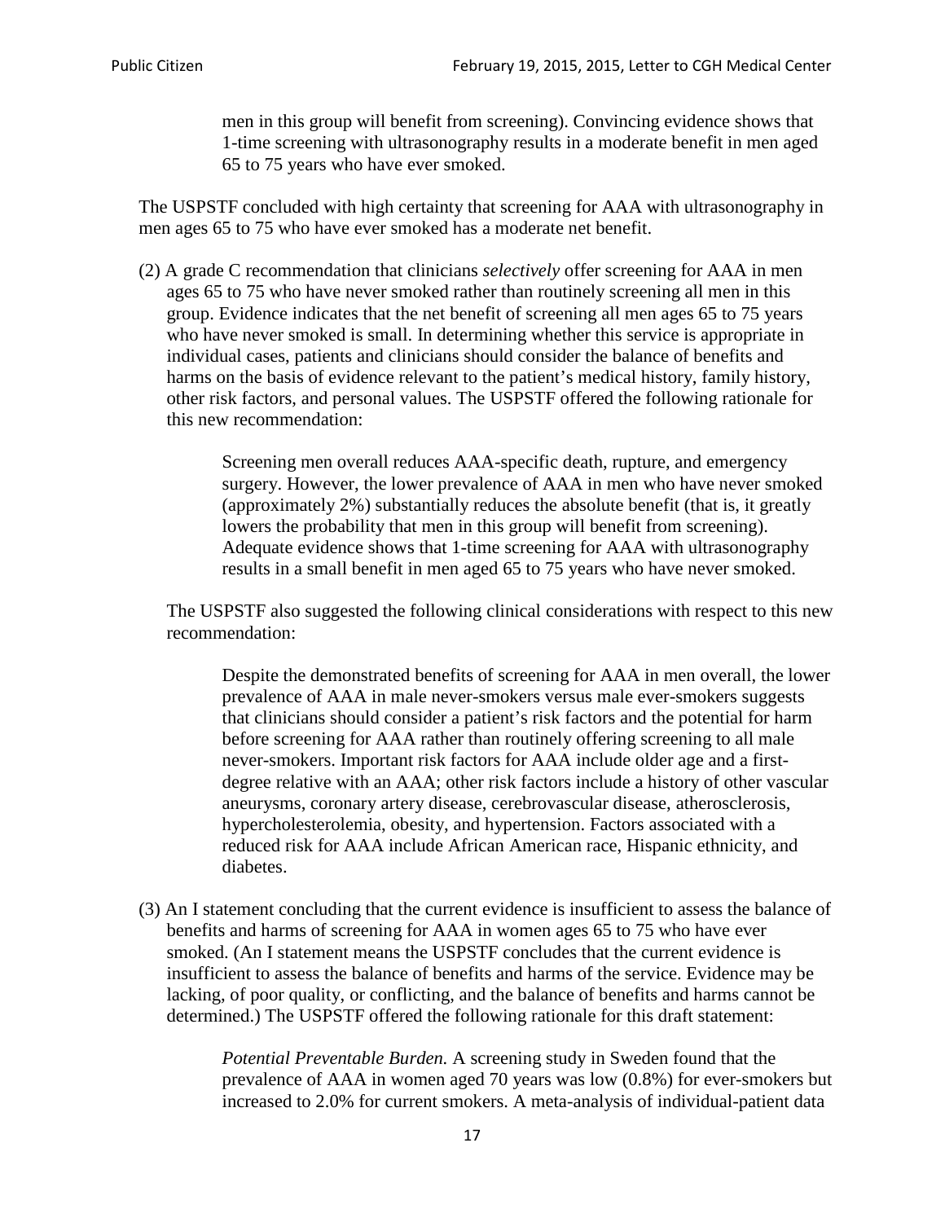> men in this group will benefit from screening). Convincing evidence shows that 1-time screening with ultrasonography results in a moderate benefit in men aged 65 to 75 years who have ever smoked.

The USPSTF concluded with high certainty that screening for AAA with ultrasonography in men ages 65 to 75 who have ever smoked has a moderate net benefit.

(2) A grade C recommendation that clinicians *selectively* offer screening for AAA in men ages 65 to 75 who have never smoked rather than routinely screening all men in this group. Evidence indicates that the net benefit of screening all men ages 65 to 75 years who have never smoked is small. In determining whether this service is appropriate in individual cases, patients and clinicians should consider the balance of benefits and harms on the basis of evidence relevant to the patient's medical history, family history, other risk factors, and personal values. The USPSTF offered the following rationale for this new recommendation:

> Screening men overall reduces AAA-specific death, rupture, and emergency surgery. However, the lower prevalence of AAA in men who have never smoked (approximately 2%) substantially reduces the absolute benefit (that is, it greatly lowers the probability that men in this group will benefit from screening). Adequate evidence shows that 1-time screening for AAA with ultrasonography results in a small benefit in men aged 65 to 75 years who have never smoked.

The USPSTF also suggested the following clinical considerations with respect to this new recommendation:

> Despite the demonstrated benefits of screening for AAA in men overall, the lower prevalence of AAA in male never-smokers versus male ever-smokers suggests that clinicians should consider a patient's risk factors and the potential for harm before screening for AAA rather than routinely offering screening to all male never-smokers. Important risk factors for AAA include older age and a first-degree relative with an AAA; other risk factors include a history of other vascular aneurysms, coronary artery disease, cerebrovascular disease, atherosclerosis, hypercholesterolemia, obesity, and hypertension. Factors associated with a reduced risk for AAA include African American race, Hispanic ethnicity, and diabetes.

(3) An I statement concluding that the current evidence is insufficient to assess the balance of benefits and harms of screening for AAA in women ages 65 to 75 who have ever smoked. (An I statement means the USPSTF concludes that the current evidence is insufficient to assess the balance of benefits and harms of the service. Evidence may be lacking, of poor quality, or conflicting, and the balance of benefits and harms cannot be determined.) The USPSTF offered the following rationale for this draft statement:

> *Potential Preventable Burden.* A screening study in Sweden found that the prevalence of AAA in women aged 70 years was low (0.8%) for ever-smokers but increased to 2.0% for current smokers. A meta-analysis of individual-patient data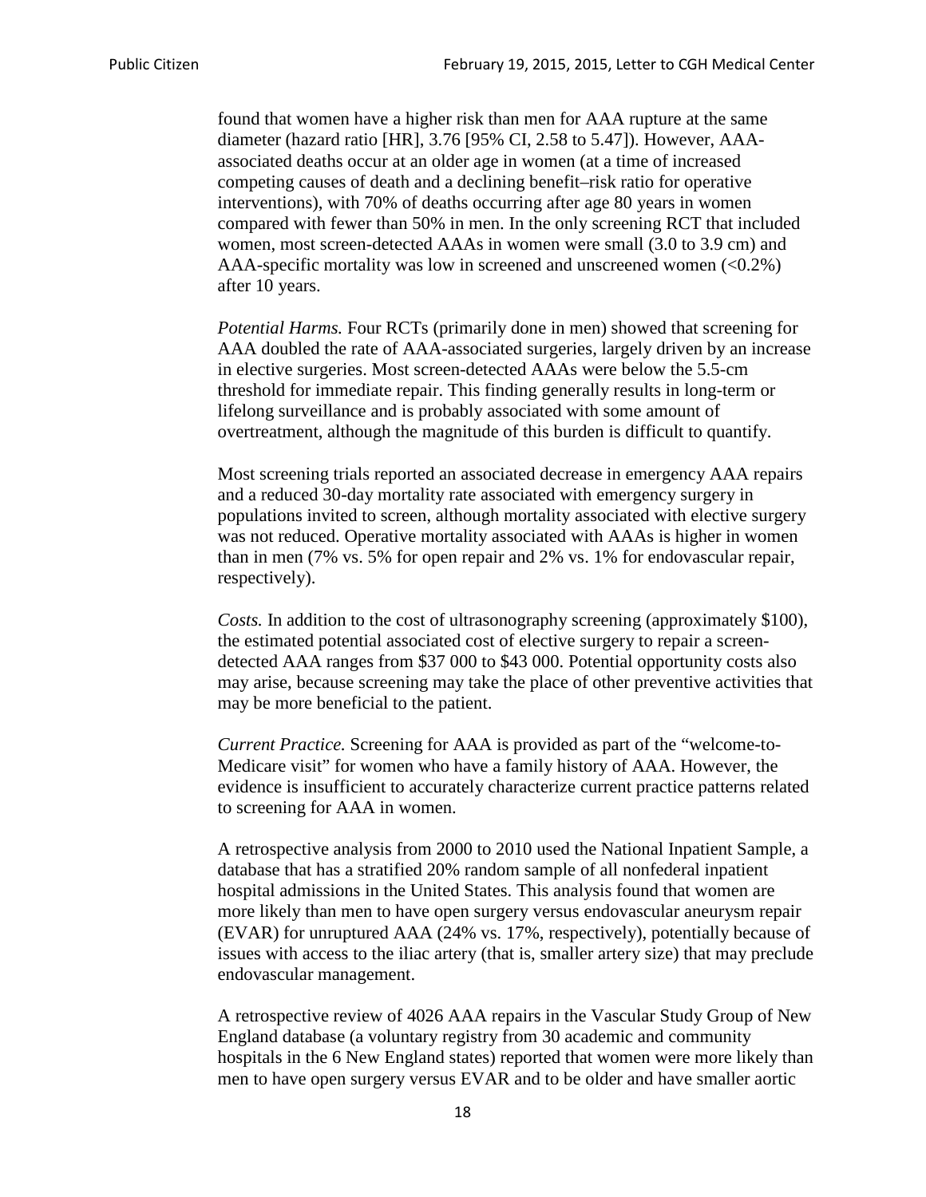found that women have a higher risk than men for AAA rupture at the same diameter (hazard ratio [HR], 3.76 [95% CI, 2.58 to 5.47]). However, AAA-associated deaths occur at an older age in women (at a time of increased competing causes of death and a declining benefit–risk ratio for operative interventions), with 70% of deaths occurring after age 80 years in women compared with fewer than 50% in men. In the only screening RCT that included women, most screen-detected AAAs in women were small (3.0 to 3.9 cm) and AAA-specific mortality was low in screened and unscreened women (<0.2%) after 10 years.

*Potential Harms.* Four RCTs (primarily done in men) showed that screening for AAA doubled the rate of AAA-associated surgeries, largely driven by an increase in elective surgeries. Most screen-detected AAAs were below the 5.5-cm threshold for immediate repair. This finding generally results in long-term or lifelong surveillance and is probably associated with some amount of overtreatment, although the magnitude of this burden is difficult to quantify.

Most screening trials reported an associated decrease in emergency AAA repairs and a reduced 30-day mortality rate associated with emergency surgery in populations invited to screen, although mortality associated with elective surgery was not reduced. Operative mortality associated with AAAs is higher in women than in men (7% vs. 5% for open repair and 2% vs. 1% for endovascular repair, respectively).

*Costs.* In addition to the cost of ultrasonography screening (approximately $100), the estimated potential associated cost of elective surgery to repair a screen-detected AAA ranges from $37 000 to $43 000. Potential opportunity costs also may arise, because screening may take the place of other preventive activities that may be more beneficial to the patient.

*Current Practice.* Screening for AAA is provided as part of the "welcome-to-Medicare visit" for women who have a family history of AAA. However, the evidence is insufficient to accurately characterize current practice patterns related to screening for AAA in women.

A retrospective analysis from 2000 to 2010 used the National Inpatient Sample, a database that has a stratified 20% random sample of all nonfederal inpatient hospital admissions in the United States. This analysis found that women are more likely than men to have open surgery versus endovascular aneurysm repair (EVAR) for unruptured AAA (24% vs. 17%, respectively), potentially because of issues with access to the iliac artery (that is, smaller artery size) that may preclude endovascular management.

A retrospective review of 4026 AAA repairs in the Vascular Study Group of New England database (a voluntary registry from 30 academic and community hospitals in the 6 New England states) reported that women were more likely than men to have open surgery versus EVAR and to be older and have smaller aortic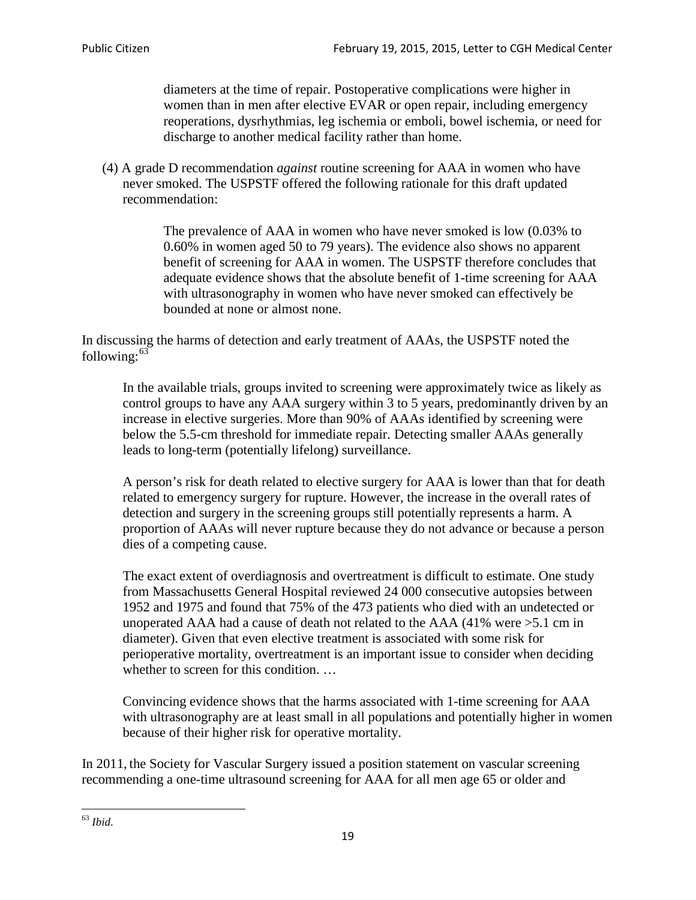> diameters at the time of repair. Postoperative complications were higher in women than in men after elective EVAR or open repair, including emergency reoperations, dysrhythmias, leg ischemia or emboli, bowel ischemia, or need for discharge to another medical facility rather than home.

(4) A grade D recommendation *against* routine screening for AAA in women who have never smoked. The USPSTF offered the following rationale for this draft updated recommendation:

> The prevalence of AAA in women who have never smoked is low (0.03% to 0.60% in women aged 50 to 79 years). The evidence also shows no apparent benefit of screening for AAA in women. The USPSTF therefore concludes that adequate evidence shows that the absolute benefit of 1-time screening for AAA with ultrasonography in women who have never smoked can effectively be bounded at none or almost none.

In discussing the harms of detection and early treatment of AAAs, the USPSTF noted the following:[63]

> In the available trials, groups invited to screening were approximately twice as likely as control groups to have any AAA surgery within 3 to 5 years, predominantly driven by an increase in elective surgeries. More than 90% of AAAs identified by screening were below the 5.5-cm threshold for immediate repair. Detecting smaller AAAs generally leads to long-term (potentially lifelong) surveillance.
>
> A person's risk for death related to elective surgery for AAA is lower than that for death related to emergency surgery for rupture. However, the increase in the overall rates of detection and surgery in the screening groups still potentially represents a harm. A proportion of AAAs will never rupture because they do not advance or because a person dies of a competing cause.
>
> The exact extent of overdiagnosis and overtreatment is difficult to estimate. One study from Massachusetts General Hospital reviewed 24 000 consecutive autopsies between 1952 and 1975 and found that 75% of the 473 patients who died with an undetected or unoperated AAA had a cause of death not related to the AAA (41% were >5.1 cm in diameter). Given that even elective treatment is associated with some risk for perioperative mortality, overtreatment is an important issue to consider when deciding whether to screen for this condition. …
>
> Convincing evidence shows that the harms associated with 1-time screening for AAA with ultrasonography are at least small in all populations and potentially higher in women because of their higher risk for operative mortality.

In 2011, the Society for Vascular Surgery issued a position statement on vascular screening recommending a one-time ultrasound screening for AAA for all men age 65 or older and

[63] *Ibid*.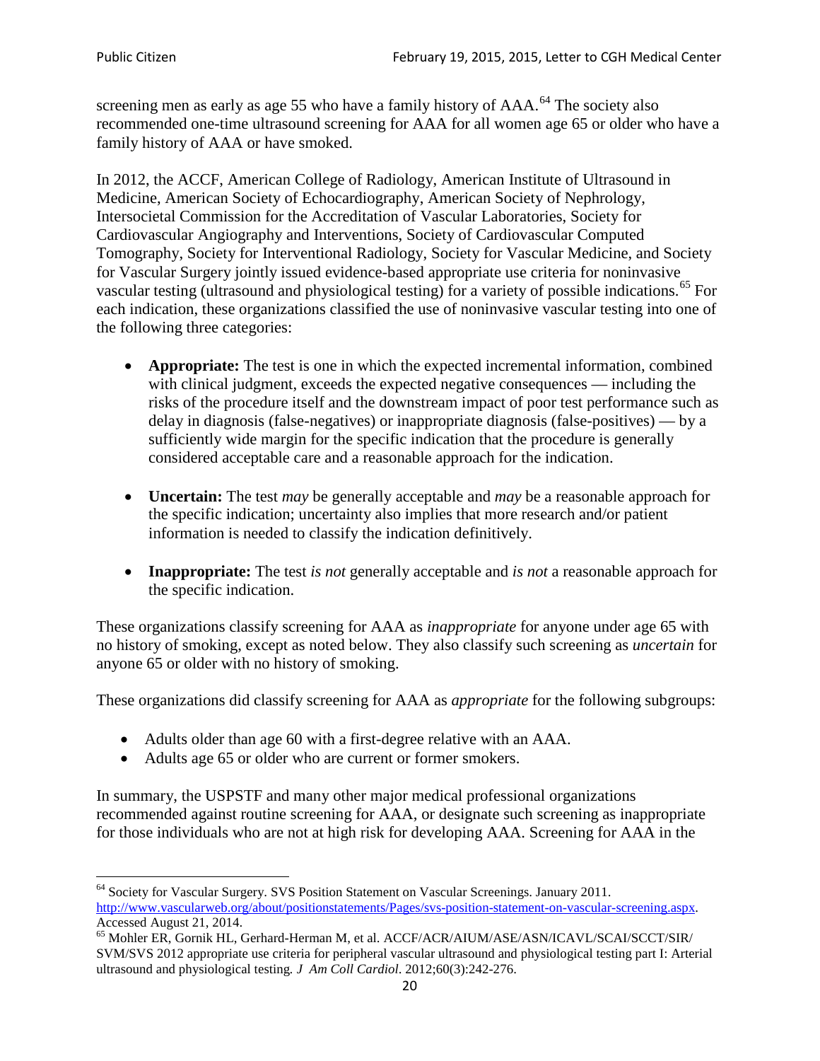screening men as early as age 55 who have a family history of AAA.[64] The society also recommended one-time ultrasound screening for AAA for all women age 65 or older who have a family history of AAA or have smoked.

In 2012, the ACCF, American College of Radiology, American Institute of Ultrasound in Medicine, American Society of Echocardiography, American Society of Nephrology, Intersocietal Commission for the Accreditation of Vascular Laboratories, Society for Cardiovascular Angiography and Interventions, Society of Cardiovascular Computed Tomography, Society for Interventional Radiology, Society for Vascular Medicine, and Society for Vascular Surgery jointly issued evidence-based appropriate use criteria for noninvasive vascular testing (ultrasound and physiological testing) for a variety of possible indications.[65] For each indication, these organizations classified the use of noninvasive vascular testing into one of the following three categories:

- **Appropriate:** The test is one in which the expected incremental information, combined with clinical judgment, exceeds the expected negative consequences — including the risks of the procedure itself and the downstream impact of poor test performance such as delay in diagnosis (false-negatives) or inappropriate diagnosis (false-positives) — by a sufficiently wide margin for the specific indication that the procedure is generally considered acceptable care and a reasonable approach for the indication.

- **Uncertain:** The test *may* be generally acceptable and *may* be a reasonable approach for the specific indication; uncertainty also implies that more research and/or patient information is needed to classify the indication definitively.

- **Inappropriate:** The test *is not* generally acceptable and *is not* a reasonable approach for the specific indication.

These organizations classify screening for AAA as *inappropriate* for anyone under age 65 with no history of smoking, except as noted below. They also classify such screening as *uncertain* for anyone 65 or older with no history of smoking.

These organizations did classify screening for AAA as *appropriate* for the following subgroups:

- Adults older than age 60 with a first-degree relative with an AAA.
- Adults age 65 or older who are current or former smokers.

In summary, the USPSTF and many other major medical professional organizations recommended against routine screening for AAA, or designate such screening as inappropriate for those individuals who are not at high risk for developing AAA. Screening for AAA in the

---

[64] Society for Vascular Surgery. SVS Position Statement on Vascular Screenings. January 2011. http://www.vascularweb.org/about/positionstatements/Pages/svs-position-statement-on-vascular-screening.aspx. Accessed August 21, 2014.

[65] Mohler ER, Gornik HL, Gerhard-Herman M, et al. ACCF/ACR/AIUM/ASE/ASN/ICAVL/SCAI/SCCT/SIR/SVM/SVS 2012 appropriate use criteria for peripheral vascular ultrasound and physiological testing part I: Arterial ultrasound and physiological testing*. J Am Coll Cardiol*. 2012;60(3):242-276.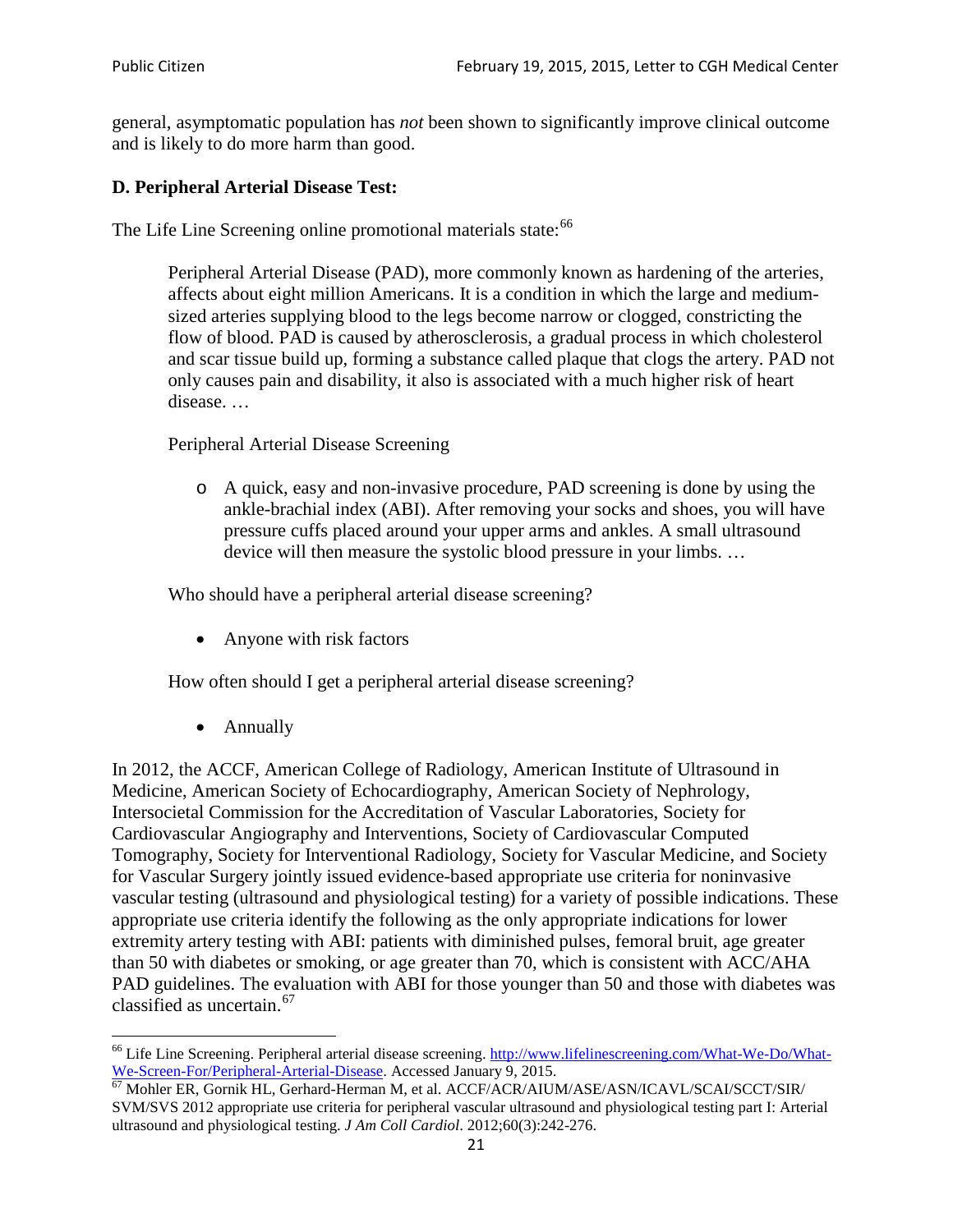general, asymptomatic population has *not* been shown to significantly improve clinical outcome and is likely to do more harm than good.

**D. Peripheral Arterial Disease Test:**

The Life Line Screening online promotional materials state:[66]

> Peripheral Arterial Disease (PAD), more commonly known as hardening of the arteries, affects about eight million Americans. It is a condition in which the large and medium-sized arteries supplying blood to the legs become narrow or clogged, constricting the flow of blood. PAD is caused by atherosclerosis, a gradual process in which cholesterol and scar tissue build up, forming a substance called plaque that clogs the artery. PAD not only causes pain and disability, it also is associated with a much higher risk of heart disease. …
>
> Peripheral Arterial Disease Screening
>
> - A quick, easy and non-invasive procedure, PAD screening is done by using the ankle-brachial index (ABI). After removing your socks and shoes, you will have pressure cuffs placed around your upper arms and ankles. A small ultrasound device will then measure the systolic blood pressure in your limbs. …
>
> Who should have a peripheral arterial disease screening?
>
> - Anyone with risk factors
>
> How often should I get a peripheral arterial disease screening?
>
> - Annually

In 2012, the ACCF, American College of Radiology, American Institute of Ultrasound in Medicine, American Society of Echocardiography, American Society of Nephrology, Intersocietal Commission for the Accreditation of Vascular Laboratories, Society for Cardiovascular Angiography and Interventions, Society of Cardiovascular Computed Tomography, Society for Interventional Radiology, Society for Vascular Medicine, and Society for Vascular Surgery jointly issued evidence-based appropriate use criteria for noninvasive vascular testing (ultrasound and physiological testing) for a variety of possible indications. These appropriate use criteria identify the following as the only appropriate indications for lower extremity artery testing with ABI: patients with diminished pulses, femoral bruit, age greater than 50 with diabetes or smoking, or age greater than 70, which is consistent with ACC/AHA PAD guidelines. The evaluation with ABI for those younger than 50 and those with diabetes was classified as uncertain.[67]

---

[66] Life Line Screening. Peripheral arterial disease screening. http://www.lifelinescreening.com/What-We-Do/What-We-Screen-For/Peripheral-Arterial-Disease. Accessed January 9, 2015.

[67] Mohler ER, Gornik HL, Gerhard-Herman M, et al. ACCF/ACR/AIUM/ASE/ASN/ICAVL/SCAI/SCCT/SIR/SVM/SVS 2012 appropriate use criteria for peripheral vascular ultrasound and physiological testing part I: Arterial ultrasound and physiological testing. *J Am Coll Cardiol*. 2012;60(3):242-276.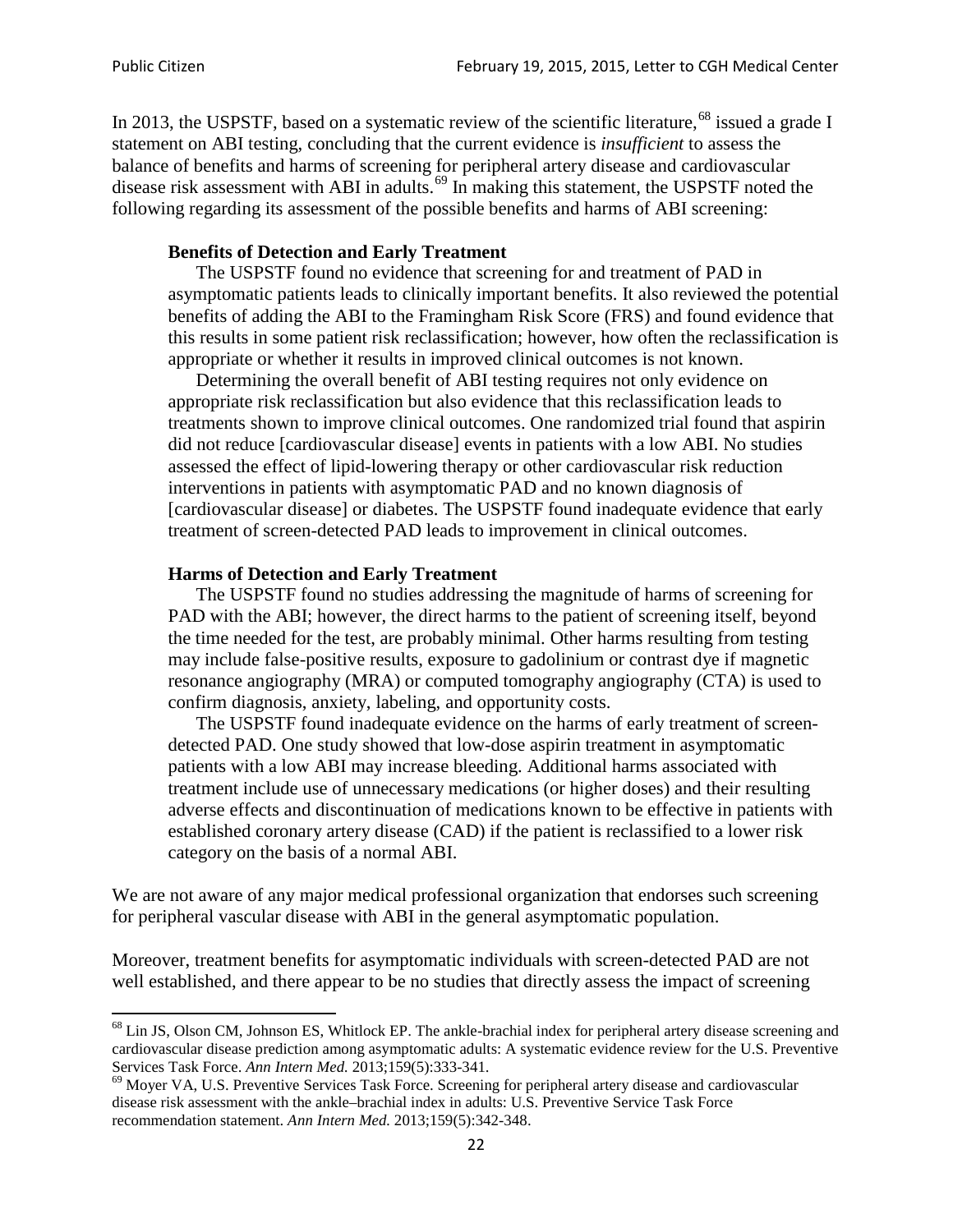In 2013, the USPSTF, based on a systematic review of the scientific literature,[68] issued a grade I statement on ABI testing, concluding that the current evidence is *insufficient* to assess the balance of benefits and harms of screening for peripheral artery disease and cardiovascular disease risk assessment with ABI in adults.[69] In making this statement, the USPSTF noted the following regarding its assessment of the possible benefits and harms of ABI screening:

> **Benefits of Detection and Early Treatment**
>
> The USPSTF found no evidence that screening for and treatment of PAD in asymptomatic patients leads to clinically important benefits. It also reviewed the potential benefits of adding the ABI to the Framingham Risk Score (FRS) and found evidence that this results in some patient risk reclassification; however, how often the reclassification is appropriate or whether it results in improved clinical outcomes is not known.
>
> Determining the overall benefit of ABI testing requires not only evidence on appropriate risk reclassification but also evidence that this reclassification leads to treatments shown to improve clinical outcomes. One randomized trial found that aspirin did not reduce [cardiovascular disease] events in patients with a low ABI. No studies assessed the effect of lipid-lowering therapy or other cardiovascular risk reduction interventions in patients with asymptomatic PAD and no known diagnosis of [cardiovascular disease] or diabetes. The USPSTF found inadequate evidence that early treatment of screen-detected PAD leads to improvement in clinical outcomes.
>
> **Harms of Detection and Early Treatment**
>
> The USPSTF found no studies addressing the magnitude of harms of screening for PAD with the ABI; however, the direct harms to the patient of screening itself, beyond the time needed for the test, are probably minimal. Other harms resulting from testing may include false-positive results, exposure to gadolinium or contrast dye if magnetic resonance angiography (MRA) or computed tomography angiography (CTA) is used to confirm diagnosis, anxiety, labeling, and opportunity costs.
>
> The USPSTF found inadequate evidence on the harms of early treatment of screen-detected PAD. One study showed that low-dose aspirin treatment in asymptomatic patients with a low ABI may increase bleeding. Additional harms associated with treatment include use of unnecessary medications (or higher doses) and their resulting adverse effects and discontinuation of medications known to be effective in patients with established coronary artery disease (CAD) if the patient is reclassified to a lower risk category on the basis of a normal ABI.

We are not aware of any major medical professional organization that endorses such screening for peripheral vascular disease with ABI in the general asymptomatic population.

Moreover, treatment benefits for asymptomatic individuals with screen-detected PAD are not well established, and there appear to be no studies that directly assess the impact of screening

---

[68] Lin JS, Olson CM, Johnson ES, Whitlock EP. The ankle-brachial index for peripheral artery disease screening and cardiovascular disease prediction among asymptomatic adults: A systematic evidence review for the U.S. Preventive Services Task Force. *Ann Intern Med.* 2013;159(5):333-341.

[69] Moyer VA, U.S. Preventive Services Task Force. Screening for peripheral artery disease and cardiovascular disease risk assessment with the ankle–brachial index in adults: U.S. Preventive Service Task Force recommendation statement. *Ann Intern Med.* 2013;159(5):342-348.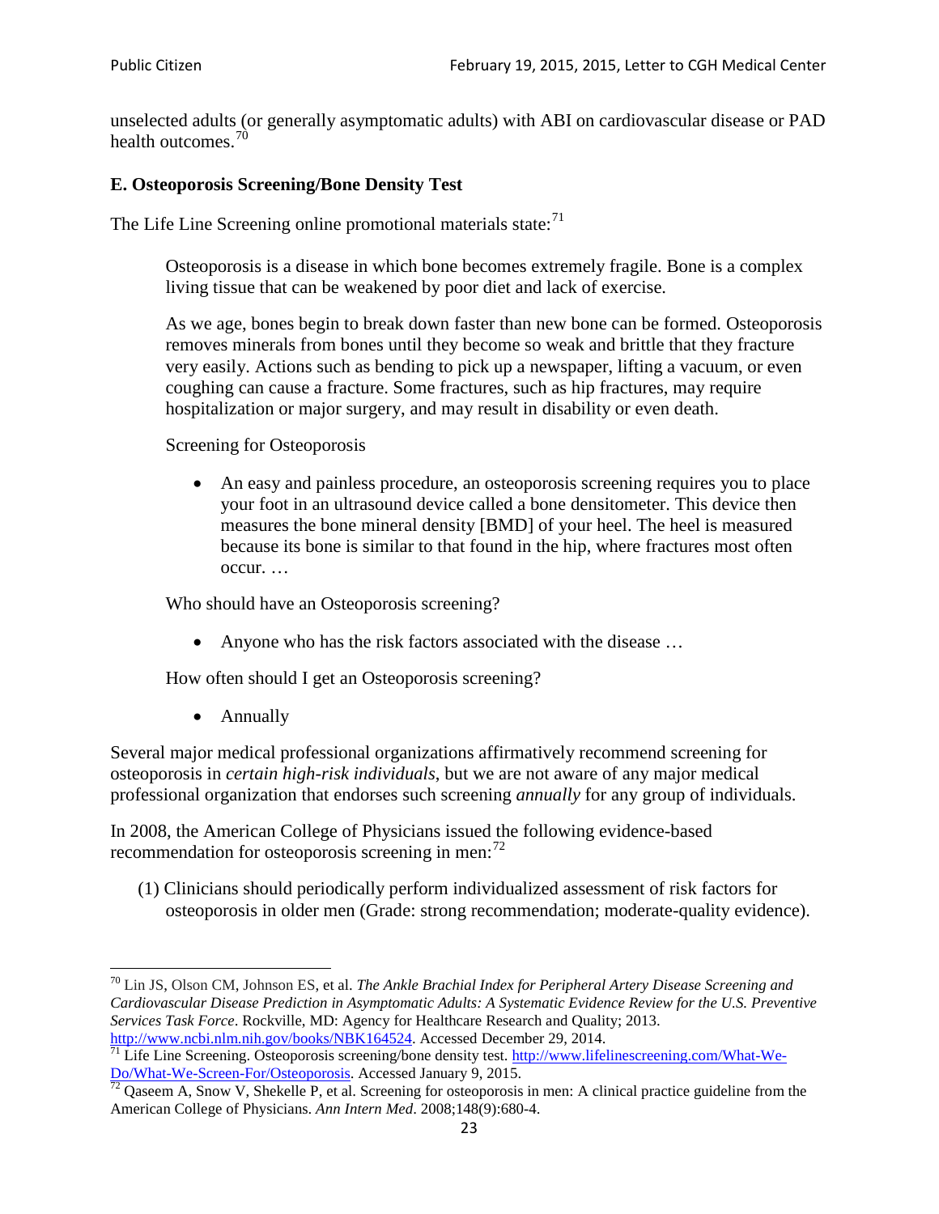unselected adults (or generally asymptomatic adults) with ABI on cardiovascular disease or PAD health outcomes.[70]

### E. Osteoporosis Screening/Bone Density Test

The Life Line Screening online promotional materials state:[71]

> Osteoporosis is a disease in which bone becomes extremely fragile. Bone is a complex living tissue that can be weakened by poor diet and lack of exercise.
>
> As we age, bones begin to break down faster than new bone can be formed. Osteoporosis removes minerals from bones until they become so weak and brittle that they fracture very easily. Actions such as bending to pick up a newspaper, lifting a vacuum, or even coughing can cause a fracture. Some fractures, such as hip fractures, may require hospitalization or major surgery, and may result in disability or even death.
>
> Screening for Osteoporosis
>
> - An easy and painless procedure, an osteoporosis screening requires you to place your foot in an ultrasound device called a bone densitometer. This device then measures the bone mineral density [BMD] of your heel. The heel is measured because its bone is similar to that found in the hip, where fractures most often occur. …
>
> Who should have an Osteoporosis screening?
>
> - Anyone who has the risk factors associated with the disease …
>
> How often should I get an Osteoporosis screening?
>
> - Annually

Several major medical professional organizations affirmatively recommend screening for osteoporosis in *certain high-risk individuals*, but we are not aware of any major medical professional organization that endorses such screening *annually* for any group of individuals.

In 2008, the American College of Physicians issued the following evidence-based recommendation for osteoporosis screening in men:[72]

> (1) Clinicians should periodically perform individualized assessment of risk factors for osteoporosis in older men (Grade: strong recommendation; moderate-quality evidence).

---

[70] Lin JS, Olson CM, Johnson ES, et al. *The Ankle Brachial Index for Peripheral Artery Disease Screening and Cardiovascular Disease Prediction in Asymptomatic Adults: A Systematic Evidence Review for the U.S. Preventive Services Task Force*. Rockville, MD: Agency for Healthcare Research and Quality; 2013. http://www.ncbi.nlm.nih.gov/books/NBK164524. Accessed December 29, 2014.

[71] Life Line Screening. Osteoporosis screening/bone density test. http://www.lifelinescreening.com/What-We-Do/What-We-Screen-For/Osteoporosis. Accessed January 9, 2015.

[72] Qaseem A, Snow V, Shekelle P, et al. Screening for osteoporosis in men: A clinical practice guideline from the American College of Physicians. *Ann Intern Med*. 2008;148(9):680-4.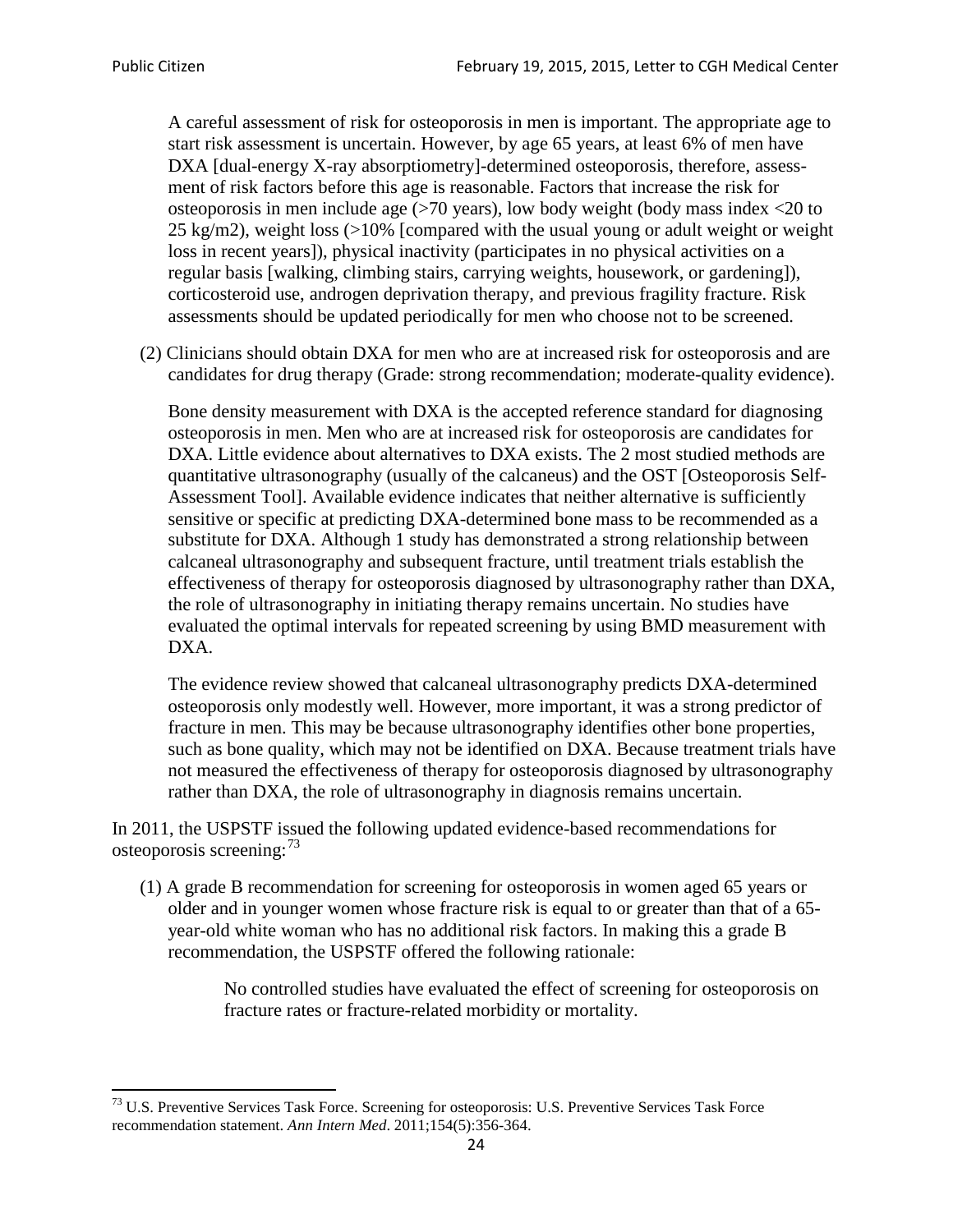A careful assessment of risk for osteoporosis in men is important. The appropriate age to start risk assessment is uncertain. However, by age 65 years, at least 6% of men have DXA [dual-energy X-ray absorptiometry]-determined osteoporosis, therefore, assessment of risk factors before this age is reasonable. Factors that increase the risk for osteoporosis in men include age (>70 years), low body weight (body mass index <20 to 25 kg/m2), weight loss (>10% [compared with the usual young or adult weight or weight loss in recent years]), physical inactivity (participates in no physical activities on a regular basis [walking, climbing stairs, carrying weights, housework, or gardening]), corticosteroid use, androgen deprivation therapy, and previous fragility fracture. Risk assessments should be updated periodically for men who choose not to be screened.

(2) Clinicians should obtain DXA for men who are at increased risk for osteoporosis and are candidates for drug therapy (Grade: strong recommendation; moderate-quality evidence).

Bone density measurement with DXA is the accepted reference standard for diagnosing osteoporosis in men. Men who are at increased risk for osteoporosis are candidates for DXA. Little evidence about alternatives to DXA exists. The 2 most studied methods are quantitative ultrasonography (usually of the calcaneus) and the OST [Osteoporosis Self-Assessment Tool]. Available evidence indicates that neither alternative is sufficiently sensitive or specific at predicting DXA-determined bone mass to be recommended as a substitute for DXA. Although 1 study has demonstrated a strong relationship between calcaneal ultrasonography and subsequent fracture, until treatment trials establish the effectiveness of therapy for osteoporosis diagnosed by ultrasonography rather than DXA, the role of ultrasonography in initiating therapy remains uncertain. No studies have evaluated the optimal intervals for repeated screening by using BMD measurement with DXA.

The evidence review showed that calcaneal ultrasonography predicts DXA-determined osteoporosis only modestly well. However, more important, it was a strong predictor of fracture in men. This may be because ultrasonography identifies other bone properties, such as bone quality, which may not be identified on DXA. Because treatment trials have not measured the effectiveness of therapy for osteoporosis diagnosed by ultrasonography rather than DXA, the role of ultrasonography in diagnosis remains uncertain.

In 2011, the USPSTF issued the following updated evidence-based recommendations for osteoporosis screening:[73]

(1) A grade B recommendation for screening for osteoporosis in women aged 65 years or older and in younger women whose fracture risk is equal to or greater than that of a 65-year-old white woman who has no additional risk factors. In making this a grade B recommendation, the USPSTF offered the following rationale:

> No controlled studies have evaluated the effect of screening for osteoporosis on fracture rates or fracture-related morbidity or mortality.

[73] U.S. Preventive Services Task Force. Screening for osteoporosis: U.S. Preventive Services Task Force recommendation statement. *Ann Intern Med*. 2011;154(5):356-364.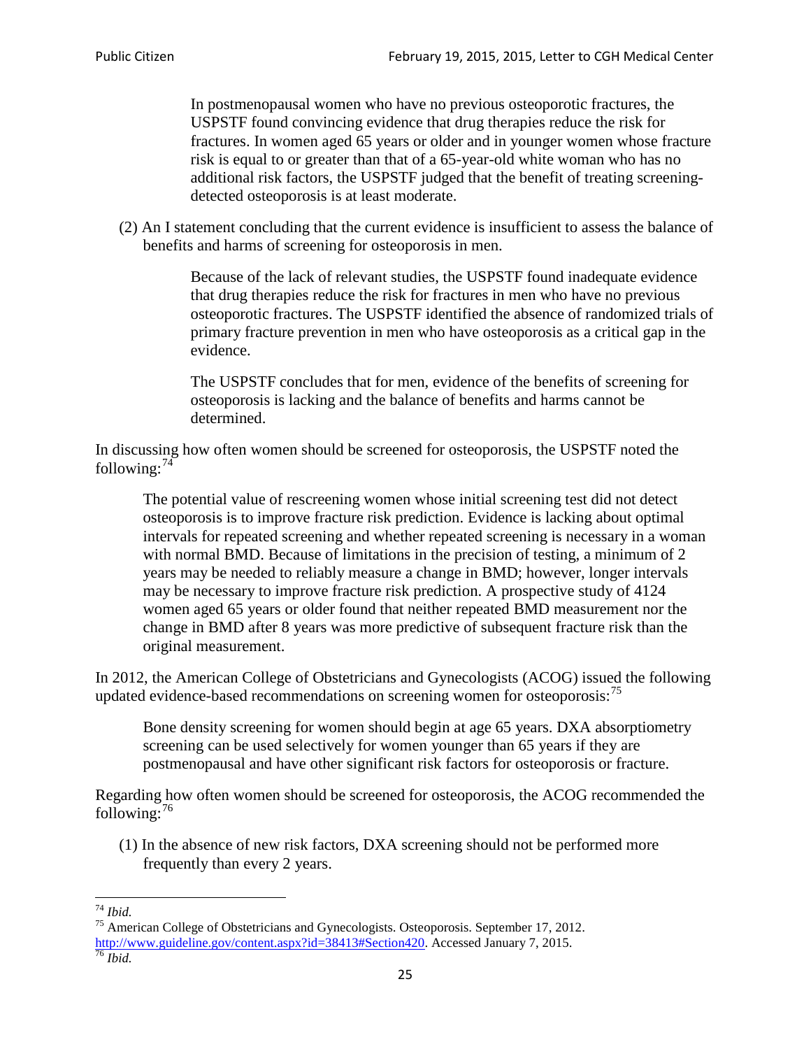> In postmenopausal women who have no previous osteoporotic fractures, the USPSTF found convincing evidence that drug therapies reduce the risk for fractures. In women aged 65 years or older and in younger women whose fracture risk is equal to or greater than that of a 65-year-old white woman who has no additional risk factors, the USPSTF judged that the benefit of treating screening-detected osteoporosis is at least moderate.

(2) An I statement concluding that the current evidence is insufficient to assess the balance of benefits and harms of screening for osteoporosis in men.

> Because of the lack of relevant studies, the USPSTF found inadequate evidence that drug therapies reduce the risk for fractures in men who have no previous osteoporotic fractures. The USPSTF identified the absence of randomized trials of primary fracture prevention in men who have osteoporosis as a critical gap in the evidence.
>
> The USPSTF concludes that for men, evidence of the benefits of screening for osteoporosis is lacking and the balance of benefits and harms cannot be determined.

In discussing how often women should be screened for osteoporosis, the USPSTF noted the following:[74]

> The potential value of rescreening women whose initial screening test did not detect osteoporosis is to improve fracture risk prediction. Evidence is lacking about optimal intervals for repeated screening and whether repeated screening is necessary in a woman with normal BMD. Because of limitations in the precision of testing, a minimum of 2 years may be needed to reliably measure a change in BMD; however, longer intervals may be necessary to improve fracture risk prediction. A prospective study of 4124 women aged 65 years or older found that neither repeated BMD measurement nor the change in BMD after 8 years was more predictive of subsequent fracture risk than the original measurement.

In 2012, the American College of Obstetricians and Gynecologists (ACOG) issued the following updated evidence-based recommendations on screening women for osteoporosis:[75]

> Bone density screening for women should begin at age 65 years. DXA absorptiometry screening can be used selectively for women younger than 65 years if they are postmenopausal and have other significant risk factors for osteoporosis or fracture.

Regarding how often women should be screened for osteoporosis, the ACOG recommended the following:[76]

(1) In the absence of new risk factors, DXA screening should not be performed more frequently than every 2 years.

---

[74] *Ibid.*

[75] American College of Obstetricians and Gynecologists. Osteoporosis. September 17, 2012. http://www.guideline.gov/content.aspx?id=38413#Section420. Accessed January 7, 2015.

[76] *Ibid.*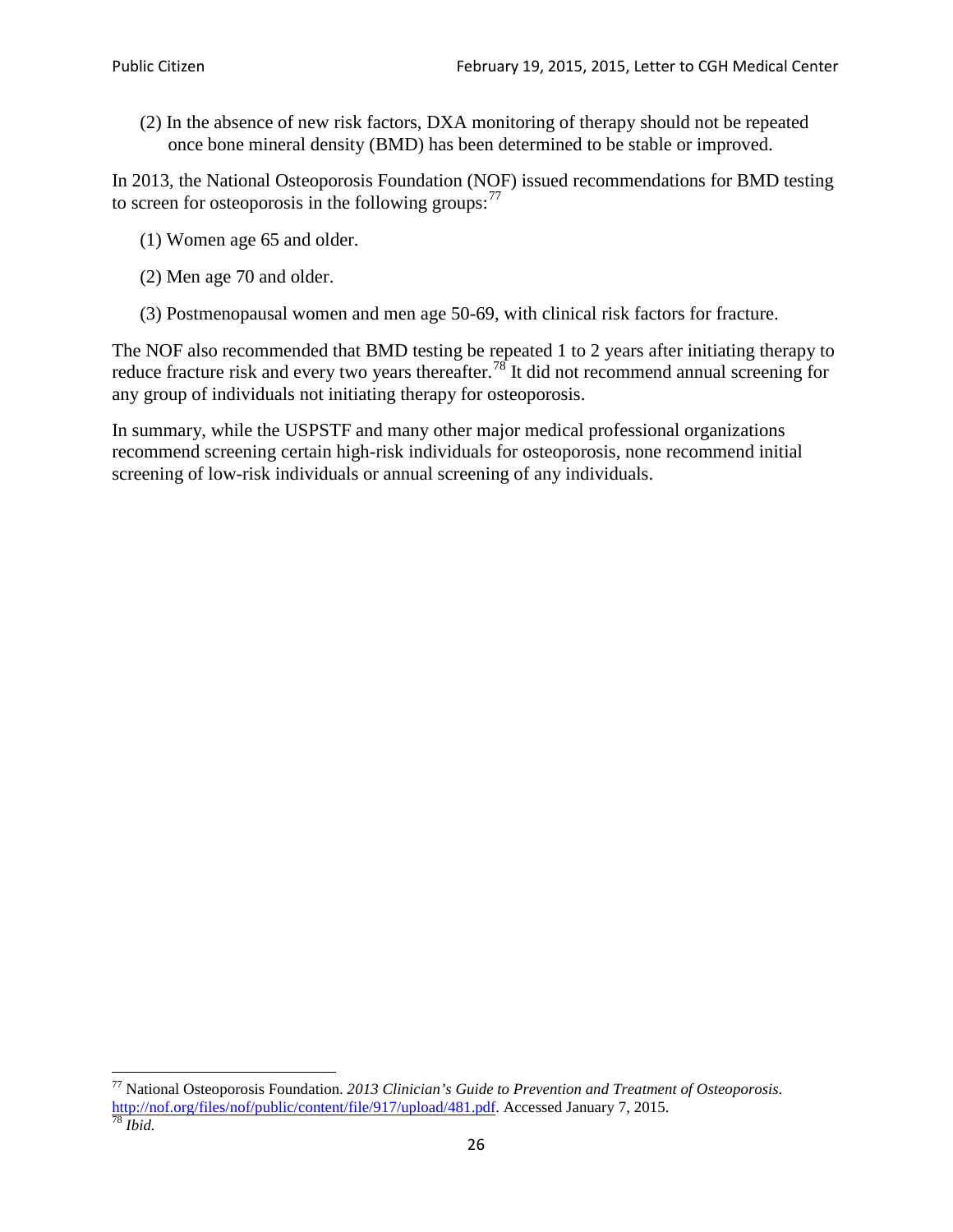(2) In the absence of new risk factors, DXA monitoring of therapy should not be repeated once bone mineral density (BMD) has been determined to be stable or improved.

In 2013, the National Osteoporosis Foundation (NOF) issued recommendations for BMD testing to screen for osteoporosis in the following groups:[77]

(1) Women age 65 and older.

(2) Men age 70 and older.

(3) Postmenopausal women and men age 50-69, with clinical risk factors for fracture.

The NOF also recommended that BMD testing be repeated 1 to 2 years after initiating therapy to reduce fracture risk and every two years thereafter.[78] It did not recommend annual screening for any group of individuals not initiating therapy for osteoporosis.

In summary, while the USPSTF and many other major medical professional organizations recommend screening certain high-risk individuals for osteoporosis, none recommend initial screening of low-risk individuals or annual screening of any individuals.

---

[77] National Osteoporosis Foundation. *2013 Clinician's Guide to Prevention and Treatment of Osteoporosis.* http://nof.org/files/nof/public/content/file/917/upload/481.pdf. Accessed January 7, 2015.

[78] *Ibid.*